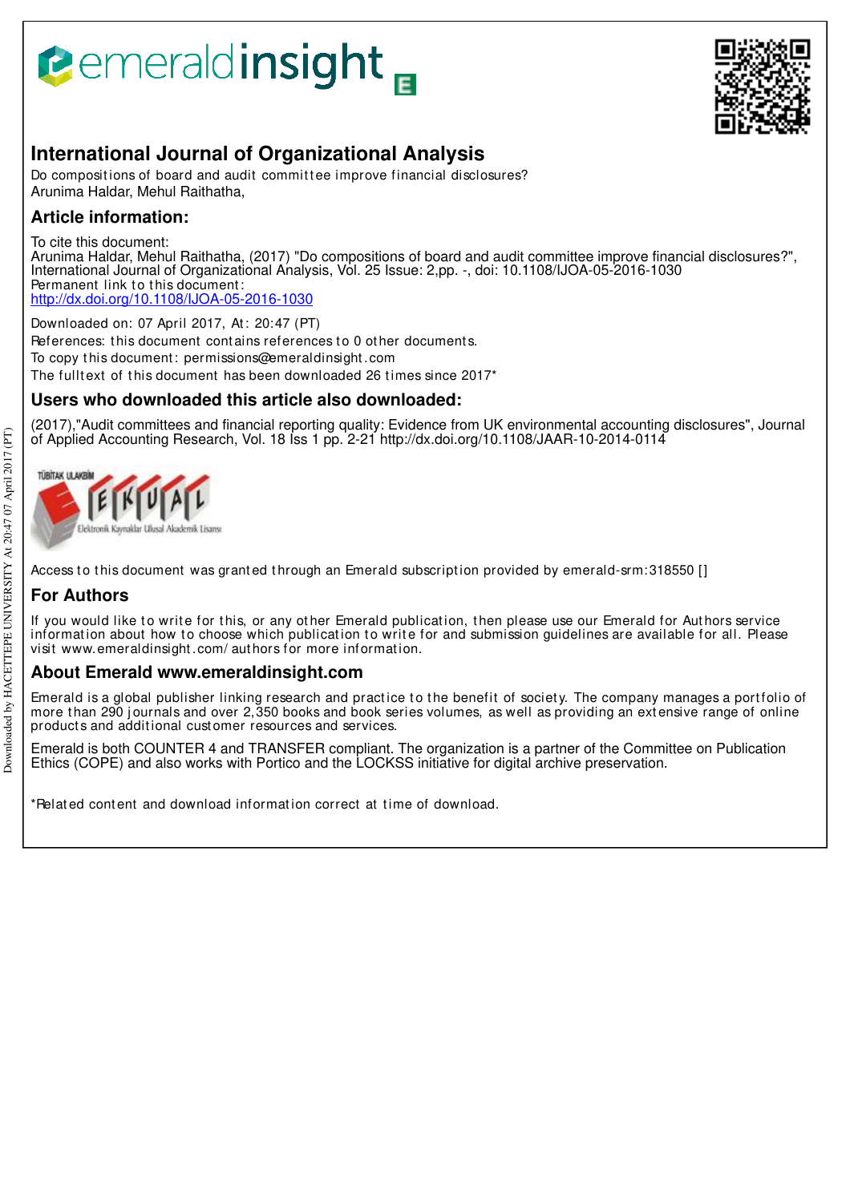# International Journal of Organizational Analysis

Do compositions of board and audit committee improve financial disclosures?
Arunima Haldar, Mehul Raithatha,

## Article information:

To cite this document:
Arunima Haldar, Mehul Raithatha, (2017) "Do compositions of board and audit committee improve financial disclosures?", International Journal of Organizational Analysis, Vol. 25 Issue: 2,pp. -, doi: 10.1108/IJOA-05-2016-1030
Permanent link to this document:
http://dx.doi.org/10.1108/IJOA-05-2016-1030

Downloaded on: 07 April 2017, At: 20:47 (PT)
References: this document contains references to 0 other documents.
To copy this document: permissions@emeraldinsight.com
The fulltext of this document has been downloaded 26 times since 2017*

## Users who downloaded this article also downloaded:

(2017),"Audit committees and financial reporting quality: Evidence from UK environmental accounting disclosures", Journal of Applied Accounting Research, Vol. 18 Iss 1 pp. 2-21 http://dx.doi.org/10.1108/JAAR-10-2014-0114

Access to this document was granted through an Emerald subscription provided by emerald-srm:318550 []

## For Authors

If you would like to write for this, or any other Emerald publication, then please use our Emerald for Authors service information about how to choose which publication to write for and submission guidelines are available for all. Please visit www.emeraldinsight.com/authors for more information.

## About Emerald www.emeraldinsight.com

Emerald is a global publisher linking research and practice to the benefit of society. The company manages a portfolio of more than 290 journals and over 2,350 books and book series volumes, as well as providing an extensive range of online products and additional customer resources and services.

Emerald is both COUNTER 4 and TRANSFER compliant. The organization is a partner of the Committee on Publication Ethics (COPE) and also works with Portico and the LOCKSS initiative for digital archive preservation.

*Related content and download information correct at time of download.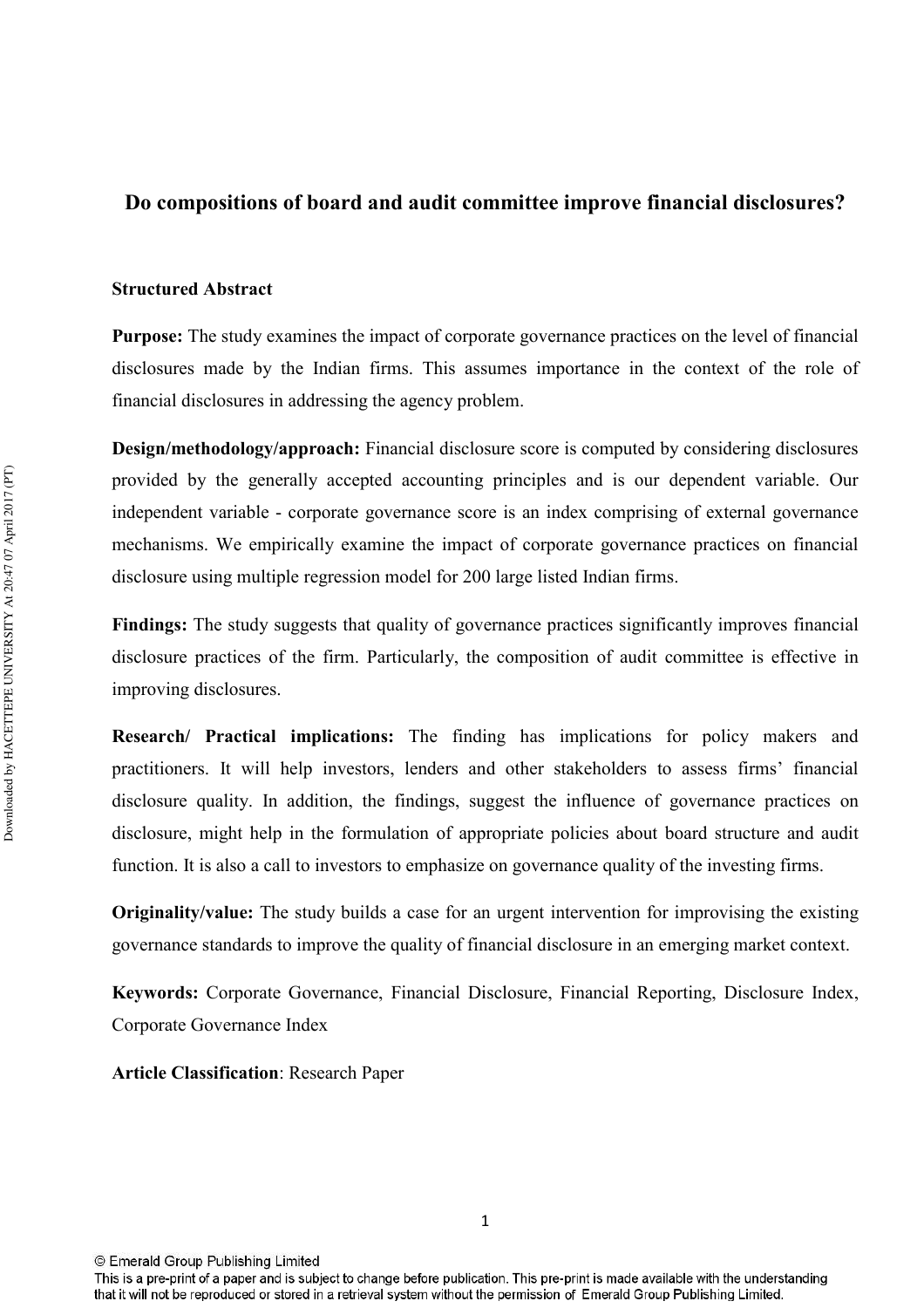## Do compositions of board and audit committee improve financial disclosures?

**Structured Abstract**

**Purpose:** The study examines the impact of corporate governance practices on the level of financial disclosures made by the Indian firms. This assumes importance in the context of the role of financial disclosures in addressing the agency problem.

**Design/methodology/approach:** Financial disclosure score is computed by considering disclosures provided by the generally accepted accounting principles and is our dependent variable. Our independent variable - corporate governance score is an index comprising of external governance mechanisms. We empirically examine the impact of corporate governance practices on financial disclosure using multiple regression model for 200 large listed Indian firms.

**Findings:** The study suggests that quality of governance practices significantly improves financial disclosure practices of the firm. Particularly, the composition of audit committee is effective in improving disclosures.

**Research/ Practical implications:** The finding has implications for policy makers and practitioners. It will help investors, lenders and other stakeholders to assess firms' financial disclosure quality. In addition, the findings, suggest the influence of governance practices on disclosure, might help in the formulation of appropriate policies about board structure and audit function. It is also a call to investors to emphasize on governance quality of the investing firms.

**Originality/value:** The study builds a case for an urgent intervention for improvising the existing governance standards to improve the quality of financial disclosure in an emerging market context.

**Keywords:** Corporate Governance, Financial Disclosure, Financial Reporting, Disclosure Index, Corporate Governance Index

**Article Classification**: Research Paper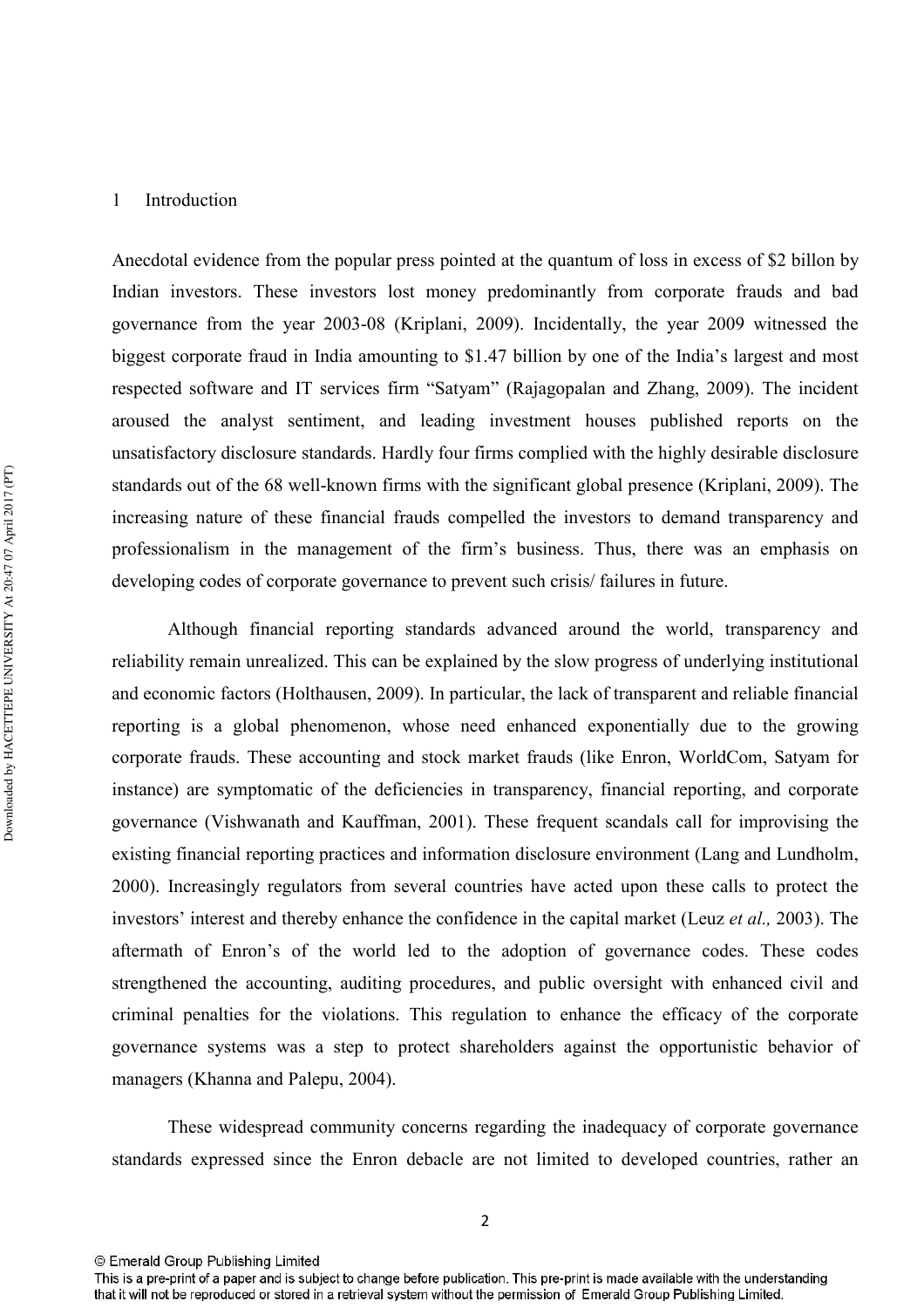# 1 Introduction

Anecdotal evidence from the popular press pointed at the quantum of loss in excess of $2 billon by Indian investors. These investors lost money predominantly from corporate frauds and bad governance from the year 2003-08 (Kriplani, 2009). Incidentally, the year 2009 witnessed the biggest corporate fraud in India amounting to $1.47 billion by one of the India's largest and most respected software and IT services firm "Satyam" (Rajagopalan and Zhang, 2009). The incident aroused the analyst sentiment, and leading investment houses published reports on the unsatisfactory disclosure standards. Hardly four firms complied with the highly desirable disclosure standards out of the 68 well-known firms with the significant global presence (Kriplani, 2009). The increasing nature of these financial frauds compelled the investors to demand transparency and professionalism in the management of the firm's business. Thus, there was an emphasis on developing codes of corporate governance to prevent such crisis/ failures in future.

Although financial reporting standards advanced around the world, transparency and reliability remain unrealized. This can be explained by the slow progress of underlying institutional and economic factors (Holthausen, 2009). In particular, the lack of transparent and reliable financial reporting is a global phenomenon, whose need enhanced exponentially due to the growing corporate frauds. These accounting and stock market frauds (like Enron, WorldCom, Satyam for instance) are symptomatic of the deficiencies in transparency, financial reporting, and corporate governance (Vishwanath and Kauffman, 2001). These frequent scandals call for improvising the existing financial reporting practices and information disclosure environment (Lang and Lundholm, 2000). Increasingly regulators from several countries have acted upon these calls to protect the investors' interest and thereby enhance the confidence in the capital market (Leuz *et al.,* 2003). The aftermath of Enron's of the world led to the adoption of governance codes. These codes strengthened the accounting, auditing procedures, and public oversight with enhanced civil and criminal penalties for the violations. This regulation to enhance the efficacy of the corporate governance systems was a step to protect shareholders against the opportunistic behavior of managers (Khanna and Palepu, 2004).

These widespread community concerns regarding the inadequacy of corporate governance standards expressed since the Enron debacle are not limited to developed countries, rather an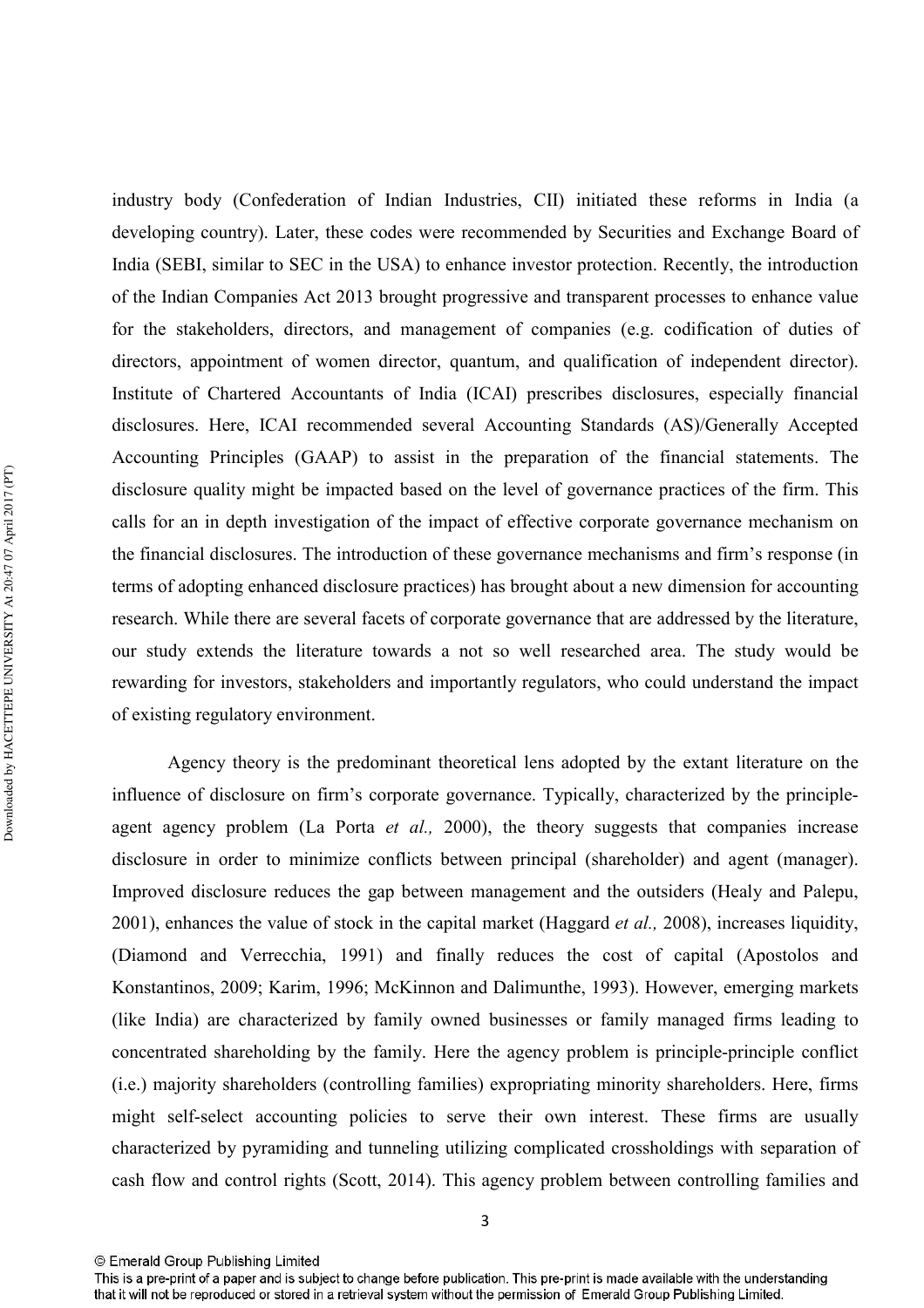industry body (Confederation of Indian Industries, CII) initiated these reforms in India (a developing country). Later, these codes were recommended by Securities and Exchange Board of India (SEBI, similar to SEC in the USA) to enhance investor protection. Recently, the introduction of the Indian Companies Act 2013 brought progressive and transparent processes to enhance value for the stakeholders, directors, and management of companies (e.g. codification of duties of directors, appointment of women director, quantum, and qualification of independent director). Institute of Chartered Accountants of India (ICAI) prescribes disclosures, especially financial disclosures. Here, ICAI recommended several Accounting Standards (AS)/Generally Accepted Accounting Principles (GAAP) to assist in the preparation of the financial statements. The disclosure quality might be impacted based on the level of governance practices of the firm. This calls for an in depth investigation of the impact of effective corporate governance mechanism on the financial disclosures. The introduction of these governance mechanisms and firm's response (in terms of adopting enhanced disclosure practices) has brought about a new dimension for accounting research. While there are several facets of corporate governance that are addressed by the literature, our study extends the literature towards a not so well researched area. The study would be rewarding for investors, stakeholders and importantly regulators, who could understand the impact of existing regulatory environment.

Agency theory is the predominant theoretical lens adopted by the extant literature on the influence of disclosure on firm's corporate governance. Typically, characterized by the principle-agent agency problem (La Porta *et al.,* 2000), the theory suggests that companies increase disclosure in order to minimize conflicts between principal (shareholder) and agent (manager). Improved disclosure reduces the gap between management and the outsiders (Healy and Palepu, 2001), enhances the value of stock in the capital market (Haggard *et al.,* 2008), increases liquidity, (Diamond and Verrecchia, 1991) and finally reduces the cost of capital (Apostolos and Konstantinos, 2009; Karim, 1996; McKinnon and Dalimunthe, 1993). However, emerging markets (like India) are characterized by family owned businesses or family managed firms leading to concentrated shareholding by the family. Here the agency problem is principle-principle conflict (i.e.) majority shareholders (controlling families) expropriating minority shareholders. Here, firms might self-select accounting policies to serve their own interest. These firms are usually characterized by pyramiding and tunneling utilizing complicated crossholdings with separation of cash flow and control rights (Scott, 2014). This agency problem between controlling families and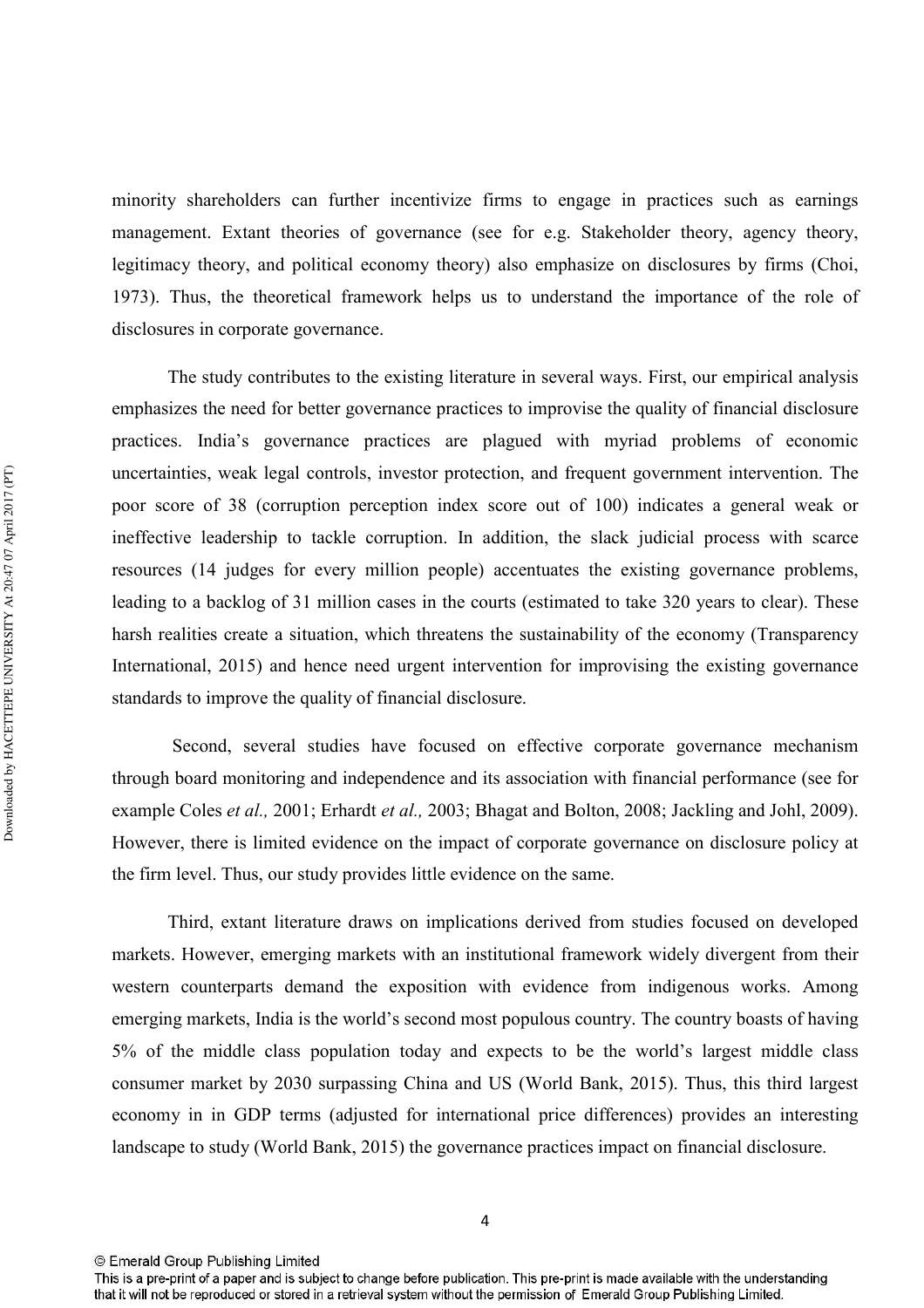minority shareholders can further incentivize firms to engage in practices such as earnings management. Extant theories of governance (see for e.g. Stakeholder theory, agency theory, legitimacy theory, and political economy theory) also emphasize on disclosures by firms (Choi, 1973). Thus, the theoretical framework helps us to understand the importance of the role of disclosures in corporate governance.

The study contributes to the existing literature in several ways. First, our empirical analysis emphasizes the need for better governance practices to improvise the quality of financial disclosure practices. India's governance practices are plagued with myriad problems of economic uncertainties, weak legal controls, investor protection, and frequent government intervention. The poor score of 38 (corruption perception index score out of 100) indicates a general weak or ineffective leadership to tackle corruption. In addition, the slack judicial process with scarce resources (14 judges for every million people) accentuates the existing governance problems, leading to a backlog of 31 million cases in the courts (estimated to take 320 years to clear). These harsh realities create a situation, which threatens the sustainability of the economy (Transparency International, 2015) and hence need urgent intervention for improvising the existing governance standards to improve the quality of financial disclosure.

Second, several studies have focused on effective corporate governance mechanism through board monitoring and independence and its association with financial performance (see for example Coles *et al.,* 2001; Erhardt *et al.,* 2003; Bhagat and Bolton, 2008; Jackling and Johl, 2009). However, there is limited evidence on the impact of corporate governance on disclosure policy at the firm level. Thus, our study provides little evidence on the same.

Third, extant literature draws on implications derived from studies focused on developed markets. However, emerging markets with an institutional framework widely divergent from their western counterparts demand the exposition with evidence from indigenous works. Among emerging markets, India is the world's second most populous country. The country boasts of having 5% of the middle class population today and expects to be the world's largest middle class consumer market by 2030 surpassing China and US (World Bank, 2015). Thus, this third largest economy in in GDP terms (adjusted for international price differences) provides an interesting landscape to study (World Bank, 2015) the governance practices impact on financial disclosure.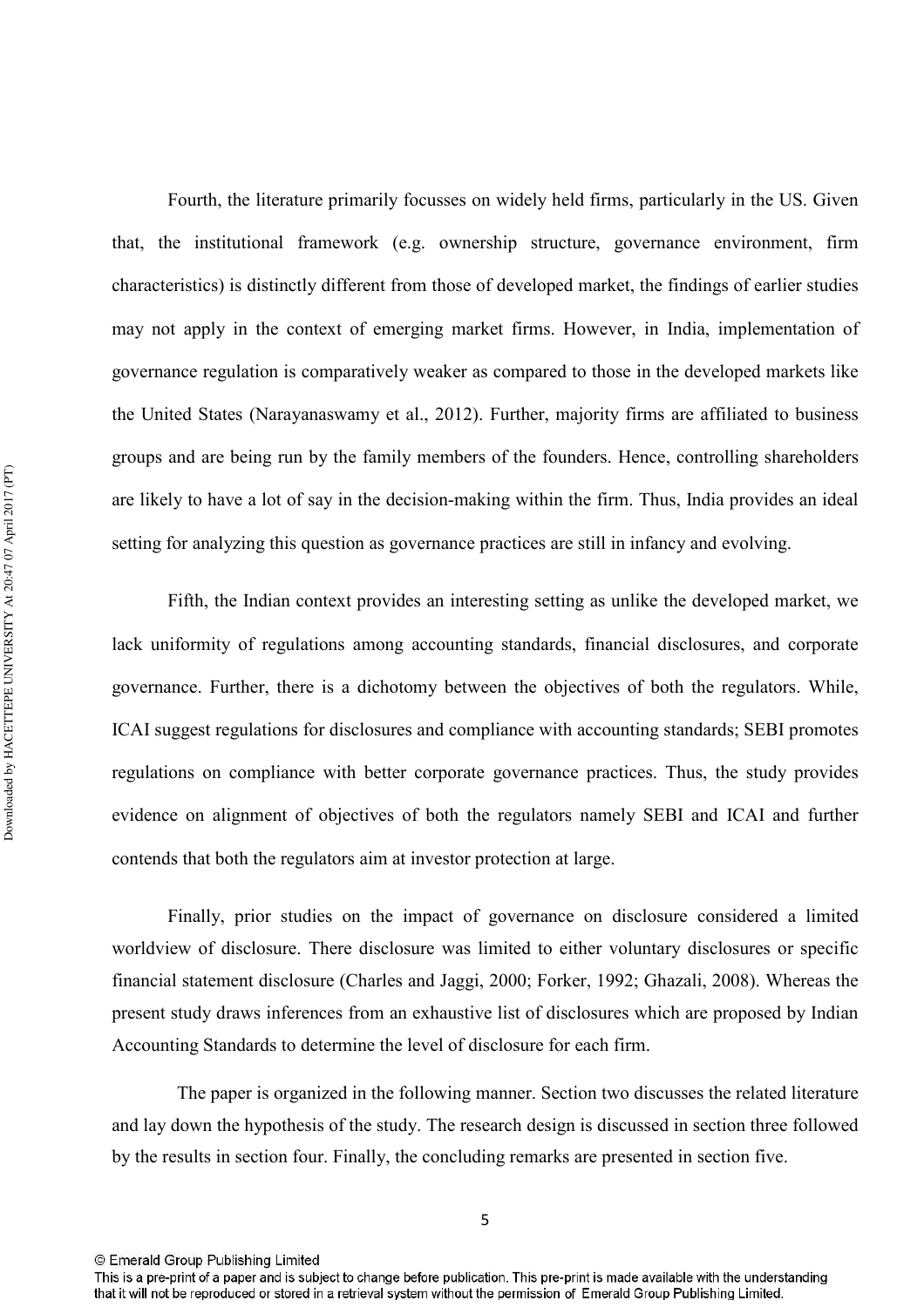Fourth, the literature primarily focusses on widely held firms, particularly in the US. Given that, the institutional framework (e.g. ownership structure, governance environment, firm characteristics) is distinctly different from those of developed market, the findings of earlier studies may not apply in the context of emerging market firms. However, in India, implementation of governance regulation is comparatively weaker as compared to those in the developed markets like the United States (Narayanaswamy et al., 2012). Further, majority firms are affiliated to business groups and are being run by the family members of the founders. Hence, controlling shareholders are likely to have a lot of say in the decision-making within the firm. Thus, India provides an ideal setting for analyzing this question as governance practices are still in infancy and evolving.

Fifth, the Indian context provides an interesting setting as unlike the developed market, we lack uniformity of regulations among accounting standards, financial disclosures, and corporate governance. Further, there is a dichotomy between the objectives of both the regulators. While, ICAI suggest regulations for disclosures and compliance with accounting standards; SEBI promotes regulations on compliance with better corporate governance practices. Thus, the study provides evidence on alignment of objectives of both the regulators namely SEBI and ICAI and further contends that both the regulators aim at investor protection at large.

Finally, prior studies on the impact of governance on disclosure considered a limited worldview of disclosure. There disclosure was limited to either voluntary disclosures or specific financial statement disclosure (Charles and Jaggi, 2000; Forker, 1992; Ghazali, 2008). Whereas the present study draws inferences from an exhaustive list of disclosures which are proposed by Indian Accounting Standards to determine the level of disclosure for each firm.

The paper is organized in the following manner. Section two discusses the related literature and lay down the hypothesis of the study. The research design is discussed in section three followed by the results in section four. Finally, the concluding remarks are presented in section five.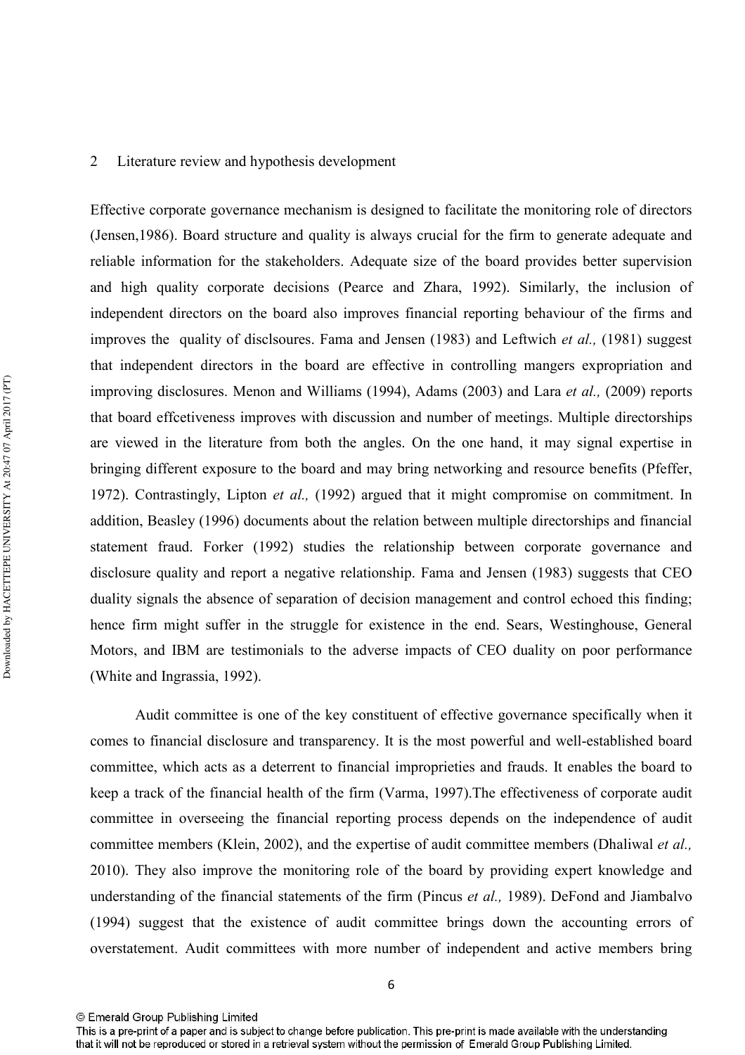## 2 Literature review and hypothesis development

Effective corporate governance mechanism is designed to facilitate the monitoring role of directors (Jensen,1986). Board structure and quality is always crucial for the firm to generate adequate and reliable information for the stakeholders. Adequate size of the board provides better supervision and high quality corporate decisions (Pearce and Zhara, 1992). Similarly, the inclusion of independent directors on the board also improves financial reporting behaviour of the firms and improves the quality of disclsoures. Fama and Jensen (1983) and Leftwich *et al.,* (1981) suggest that independent directors in the board are effective in controlling mangers expropriation and improving disclosures. Menon and Williams (1994), Adams (2003) and Lara *et al.,* (2009) reports that board effcetiveness improves with discussion and number of meetings. Multiple directorships are viewed in the literature from both the angles. On the one hand, it may signal expertise in bringing different exposure to the board and may bring networking and resource benefits (Pfeffer, 1972). Contrastingly, Lipton *et al.,* (1992) argued that it might compromise on commitment. In addition, Beasley (1996) documents about the relation between multiple directorships and financial statement fraud. Forker (1992) studies the relationship between corporate governance and disclosure quality and report a negative relationship. Fama and Jensen (1983) suggests that CEO duality signals the absence of separation of decision management and control echoed this finding; hence firm might suffer in the struggle for existence in the end. Sears, Westinghouse, General Motors, and IBM are testimonials to the adverse impacts of CEO duality on poor performance (White and Ingrassia, 1992).

Audit committee is one of the key constituent of effective governance specifically when it comes to financial disclosure and transparency. It is the most powerful and well-established board committee, which acts as a deterrent to financial improprieties and frauds. It enables the board to keep a track of the financial health of the firm (Varma, 1997).The effectiveness of corporate audit committee in overseeing the financial reporting process depends on the independence of audit committee members (Klein, 2002), and the expertise of audit committee members (Dhaliwal *et al.,* 2010). They also improve the monitoring role of the board by providing expert knowledge and understanding of the financial statements of the firm (Pincus *et al.,* 1989). DeFond and Jiambalvo (1994) suggest that the existence of audit committee brings down the accounting errors of overstatement. Audit committees with more number of independent and active members bring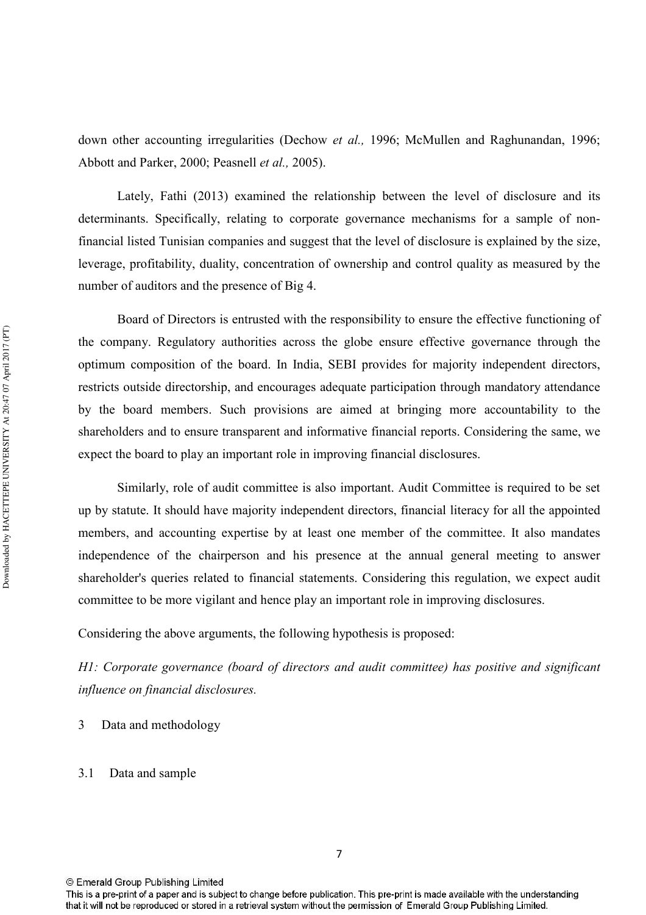down other accounting irregularities (Dechow *et al.,* 1996; McMullen and Raghunandan, 1996; Abbott and Parker, 2000; Peasnell *et al.,* 2005).

Lately, Fathi (2013) examined the relationship between the level of disclosure and its determinants. Specifically, relating to corporate governance mechanisms for a sample of non-financial listed Tunisian companies and suggest that the level of disclosure is explained by the size, leverage, profitability, duality, concentration of ownership and control quality as measured by the number of auditors and the presence of Big 4.

Board of Directors is entrusted with the responsibility to ensure the effective functioning of the company. Regulatory authorities across the globe ensure effective governance through the optimum composition of the board. In India, SEBI provides for majority independent directors, restricts outside directorship, and encourages adequate participation through mandatory attendance by the board members. Such provisions are aimed at bringing more accountability to the shareholders and to ensure transparent and informative financial reports. Considering the same, we expect the board to play an important role in improving financial disclosures.

Similarly, role of audit committee is also important. Audit Committee is required to be set up by statute. It should have majority independent directors, financial literacy for all the appointed members, and accounting expertise by at least one member of the committee. It also mandates independence of the chairperson and his presence at the annual general meeting to answer shareholder's queries related to financial statements. Considering this regulation, we expect audit committee to be more vigilant and hence play an important role in improving disclosures.

Considering the above arguments, the following hypothesis is proposed:

*H1: Corporate governance (board of directors and audit committee) has positive and significant influence on financial disclosures.*

## 3 Data and methodology

### 3.1 Data and sample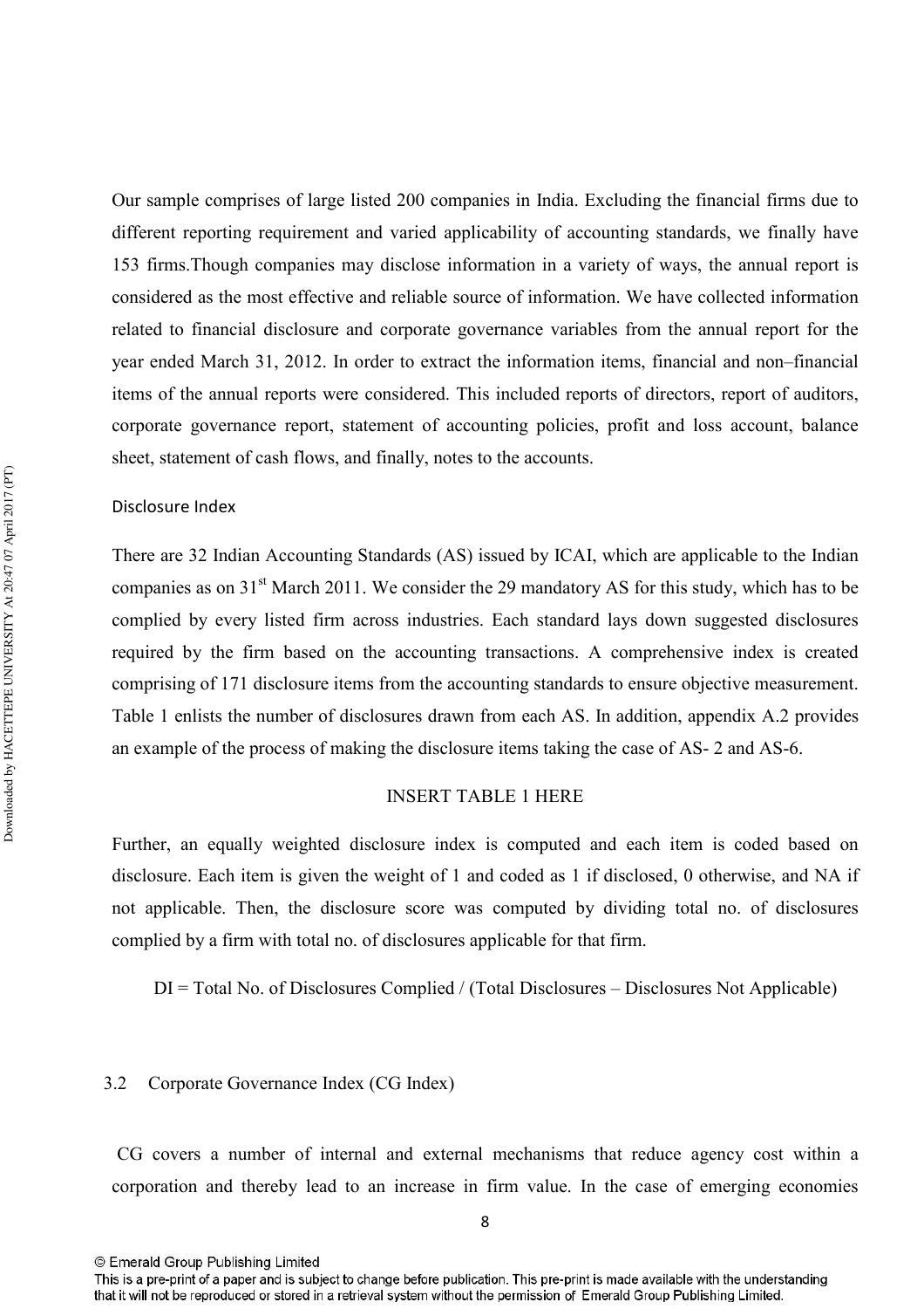Our sample comprises of large listed 200 companies in India. Excluding the financial firms due to different reporting requirement and varied applicability of accounting standards, we finally have 153 firms.Though companies may disclose information in a variety of ways, the annual report is considered as the most effective and reliable source of information. We have collected information related to financial disclosure and corporate governance variables from the annual report for the year ended March 31, 2012. In order to extract the information items, financial and non–financial items of the annual reports were considered. This included reports of directors, report of auditors, corporate governance report, statement of accounting policies, profit and loss account, balance sheet, statement of cash flows, and finally, notes to the accounts.

### Disclosure Index

There are 32 Indian Accounting Standards (AS) issued by ICAI, which are applicable to the Indian companies as on 31st March 2011. We consider the 29 mandatory AS for this study, which has to be complied by every listed firm across industries. Each standard lays down suggested disclosures required by the firm based on the accounting transactions. A comprehensive index is created comprising of 171 disclosure items from the accounting standards to ensure objective measurement. Table 1 enlists the number of disclosures drawn from each AS. In addition, appendix A.2 provides an example of the process of making the disclosure items taking the case of AS- 2 and AS-6.

INSERT TABLE 1 HERE

Further, an equally weighted disclosure index is computed and each item is coded based on disclosure. Each item is given the weight of 1 and coded as 1 if disclosed, 0 otherwise, and NA if not applicable. Then, the disclosure score was computed by dividing total no. of disclosures complied by a firm with total no. of disclosures applicable for that firm.

DI = Total No. of Disclosures Complied / (Total Disclosures – Disclosures Not Applicable)

## 3.2 Corporate Governance Index (CG Index)

CG covers a number of internal and external mechanisms that reduce agency cost within a corporation and thereby lead to an increase in firm value. In the case of emerging economies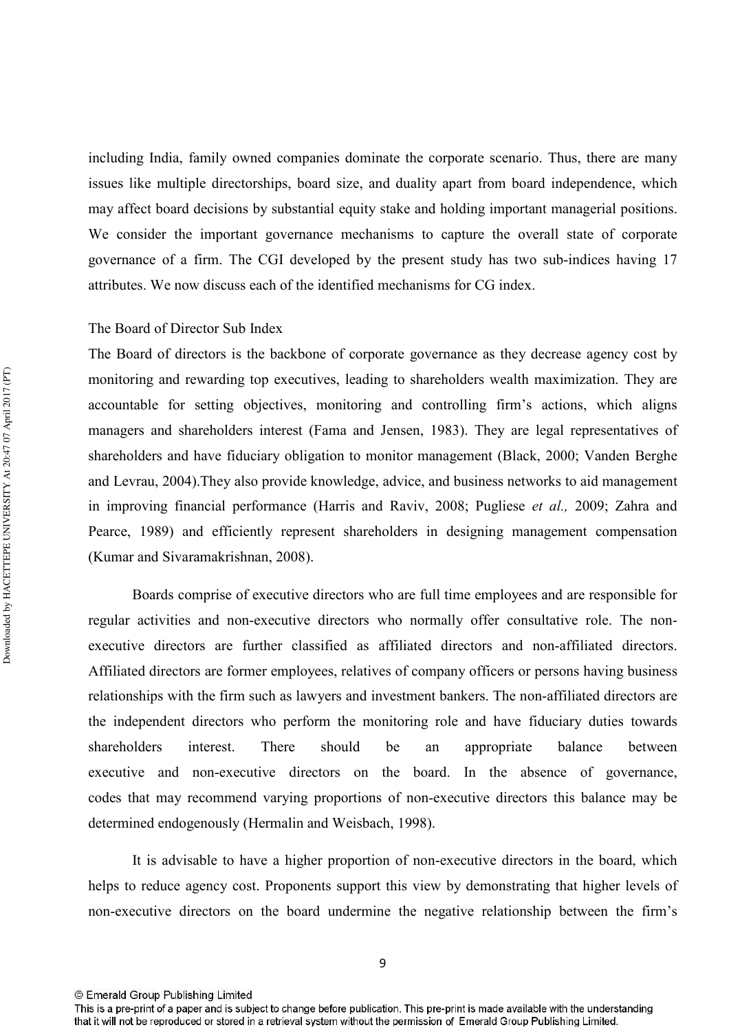including India, family owned companies dominate the corporate scenario. Thus, there are many issues like multiple directorships, board size, and duality apart from board independence, which may affect board decisions by substantial equity stake and holding important managerial positions. We consider the important governance mechanisms to capture the overall state of corporate governance of a firm. The CGI developed by the present study has two sub-indices having 17 attributes. We now discuss each of the identified mechanisms for CG index.

### The Board of Director Sub Index

The Board of directors is the backbone of corporate governance as they decrease agency cost by monitoring and rewarding top executives, leading to shareholders wealth maximization. They are accountable for setting objectives, monitoring and controlling firm's actions, which aligns managers and shareholders interest (Fama and Jensen, 1983). They are legal representatives of shareholders and have fiduciary obligation to monitor management (Black, 2000; Vanden Berghe and Levrau, 2004).They also provide knowledge, advice, and business networks to aid management in improving financial performance (Harris and Raviv, 2008; Pugliese *et al.,* 2009; Zahra and Pearce, 1989) and efficiently represent shareholders in designing management compensation (Kumar and Sivaramakrishnan, 2008).

Boards comprise of executive directors who are full time employees and are responsible for regular activities and non-executive directors who normally offer consultative role. The non-executive directors are further classified as affiliated directors and non-affiliated directors. Affiliated directors are former employees, relatives of company officers or persons having business relationships with the firm such as lawyers and investment bankers. The non-affiliated directors are the independent directors who perform the monitoring role and have fiduciary duties towards shareholders interest. There should be an appropriate balance between executive and non-executive directors on the board. In the absence of governance, codes that may recommend varying proportions of non-executive directors this balance may be determined endogenously (Hermalin and Weisbach, 1998).

It is advisable to have a higher proportion of non-executive directors in the board, which helps to reduce agency cost. Proponents support this view by demonstrating that higher levels of non-executive directors on the board undermine the negative relationship between the firm's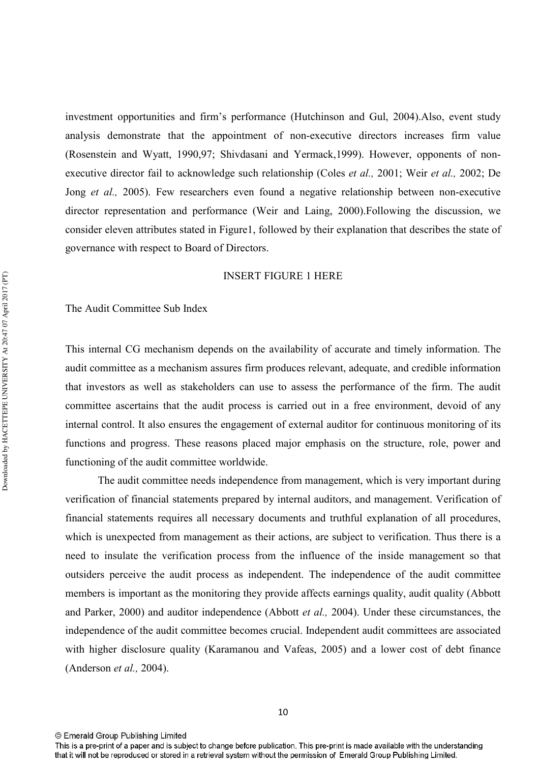investment opportunities and firm's performance (Hutchinson and Gul, 2004).Also, event study analysis demonstrate that the appointment of non-executive directors increases firm value (Rosenstein and Wyatt, 1990,97; Shivdasani and Yermack,1999). However, opponents of non-executive director fail to acknowledge such relationship (Coles *et al.,* 2001; Weir *et al.,* 2002; De Jong *et al.,* 2005). Few researchers even found a negative relationship between non-executive director representation and performance (Weir and Laing, 2000).Following the discussion, we consider eleven attributes stated in Figure1, followed by their explanation that describes the state of governance with respect to Board of Directors.

INSERT FIGURE 1 HERE

The Audit Committee Sub Index

This internal CG mechanism depends on the availability of accurate and timely information. The audit committee as a mechanism assures firm produces relevant, adequate, and credible information that investors as well as stakeholders can use to assess the performance of the firm. The audit committee ascertains that the audit process is carried out in a free environment, devoid of any internal control. It also ensures the engagement of external auditor for continuous monitoring of its functions and progress. These reasons placed major emphasis on the structure, role, power and functioning of the audit committee worldwide.

The audit committee needs independence from management, which is very important during verification of financial statements prepared by internal auditors, and management. Verification of financial statements requires all necessary documents and truthful explanation of all procedures, which is unexpected from management as their actions, are subject to verification. Thus there is a need to insulate the verification process from the influence of the inside management so that outsiders perceive the audit process as independent. The independence of the audit committee members is important as the monitoring they provide affects earnings quality, audit quality (Abbott and Parker, 2000) and auditor independence (Abbott *et al.,* 2004). Under these circumstances, the independence of the audit committee becomes crucial. Independent audit committees are associated with higher disclosure quality (Karamanou and Vafeas, 2005) and a lower cost of debt finance (Anderson *et al.,* 2004).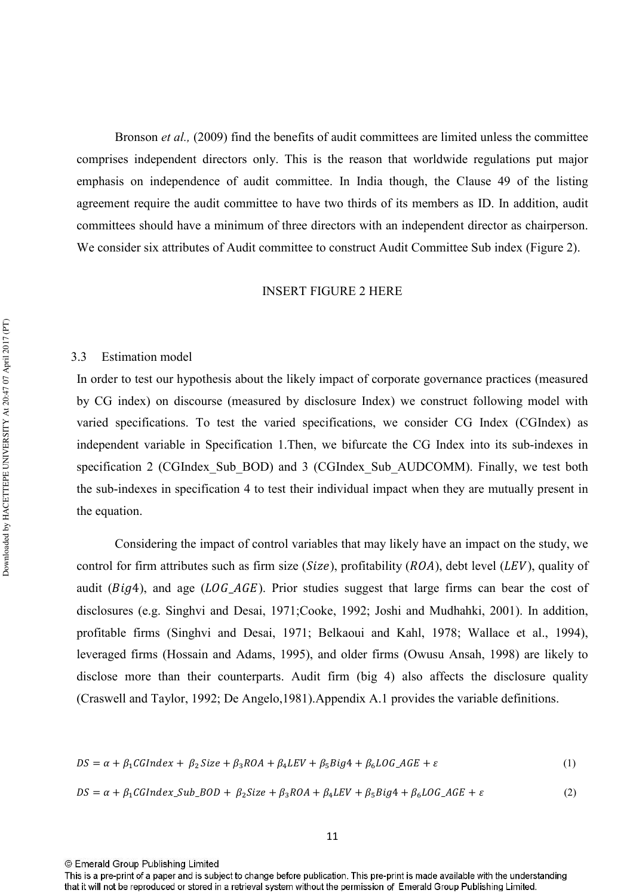Bronson *et al.,* (2009) find the benefits of audit committees are limited unless the committee comprises independent directors only. This is the reason that worldwide regulations put major emphasis on independence of audit committee. In India though, the Clause 49 of the listing agreement require the audit committee to have two thirds of its members as ID. In addition, audit committees should have a minimum of three directors with an independent director as chairperson. We consider six attributes of Audit committee to construct Audit Committee Sub index (Figure 2).

INSERT FIGURE 2 HERE

### 3.3 Estimation model

In order to test our hypothesis about the likely impact of corporate governance practices (measured by CG index) on discourse (measured by disclosure Index) we construct following model with varied specifications. To test the varied specifications, we consider CG Index (CGIndex) as independent variable in Specification 1.Then, we bifurcate the CG Index into its sub-indexes in specification 2 (CGIndex_Sub_BOD) and 3 (CGIndex_Sub_AUDCOMM). Finally, we test both the sub-indexes in specification 4 to test their individual impact when they are mutually present in the equation.

Considering the impact of control variables that may likely have an impact on the study, we control for firm attributes such as firm size ($Size$), profitability ($ROA$), debt level ($LEV$), quality of audit ($Big4$), and age ($LOG\_AGE$). Prior studies suggest that large firms can bear the cost of disclosures (e.g. Singhvi and Desai, 1971;Cooke, 1992; Joshi and Mudhahki, 2001). In addition, profitable firms (Singhvi and Desai, 1971; Belkaoui and Kahl, 1978; Wallace et al., 1994), leveraged firms (Hossain and Adams, 1995), and older firms (Owusu Ansah, 1998) are likely to disclose more than their counterparts. Audit firm (big 4) also affects the disclosure quality (Craswell and Taylor, 1992; De Angelo,1981).Appendix A.1 provides the variable definitions.

$$DS = \alpha + \beta_1 CGIndex + \beta_2 Size + \beta_3 ROA + \beta_4 LEV + \beta_5 Big4 + \beta_6 LOG\_AGE + \varepsilon \tag{1}$$

$$DS = \alpha + \beta_1 CGIndex\_Sub\_BOD + \beta_2 Size + \beta_3 ROA + \beta_4 LEV + \beta_5 Big4 + \beta_6 LOG\_AGE + \varepsilon \tag{2}$$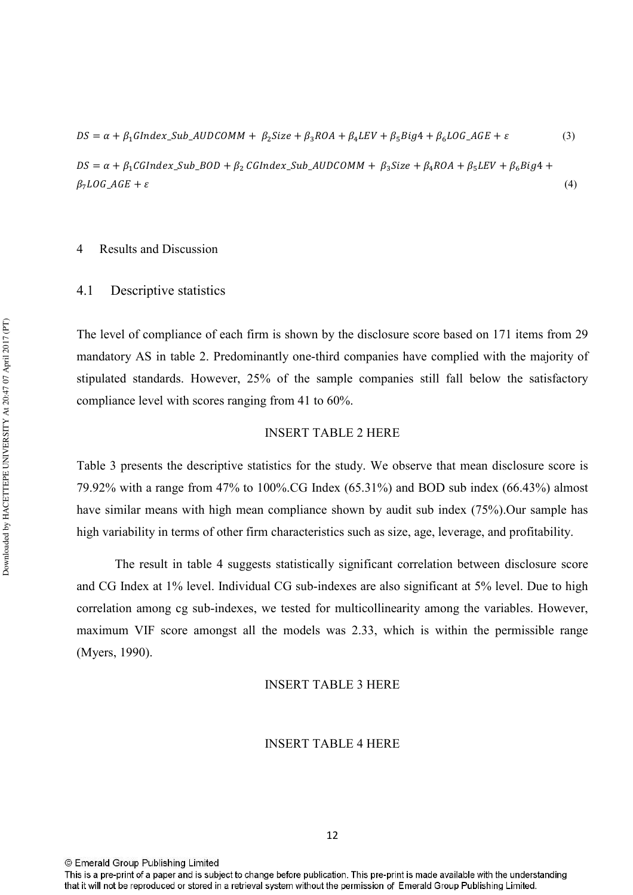$$DS = \alpha + \beta_1 GIndex\_Sub\_AUDCOMM + \beta_2 Size + \beta_3 ROA + \beta_4 LEV + \beta_5 Big4 + \beta_6 LOG\_AGE + \varepsilon \quad (3)$$

$$DS = \alpha + \beta_1 CGIndex\_Sub\_BOD + \beta_2 CGIndex\_Sub\_AUDCOMM + \beta_3 Size + \beta_4 ROA + \beta_5 LEV + \beta_6 Big4 + \beta_7 LOG\_AGE + \varepsilon \quad (4)$$

# 4 Results and Discussion

## 4.1 Descriptive statistics

The level of compliance of each firm is shown by the disclosure score based on 171 items from 29 mandatory AS in table 2. Predominantly one-third companies have complied with the majority of stipulated standards. However, 25% of the sample companies still fall below the satisfactory compliance level with scores ranging from 41 to 60%.

INSERT TABLE 2 HERE

Table 3 presents the descriptive statistics for the study. We observe that mean disclosure score is 79.92% with a range from 47% to 100%.CG Index (65.31%) and BOD sub index (66.43%) almost have similar means with high mean compliance shown by audit sub index (75%).Our sample has high variability in terms of other firm characteristics such as size, age, leverage, and profitability.

The result in table 4 suggests statistically significant correlation between disclosure score and CG Index at 1% level. Individual CG sub-indexes are also significant at 5% level. Due to high correlation among cg sub-indexes, we tested for multicollinearity among the variables. However, maximum VIF score amongst all the models was 2.33, which is within the permissible range (Myers, 1990).

INSERT TABLE 3 HERE

INSERT TABLE 4 HERE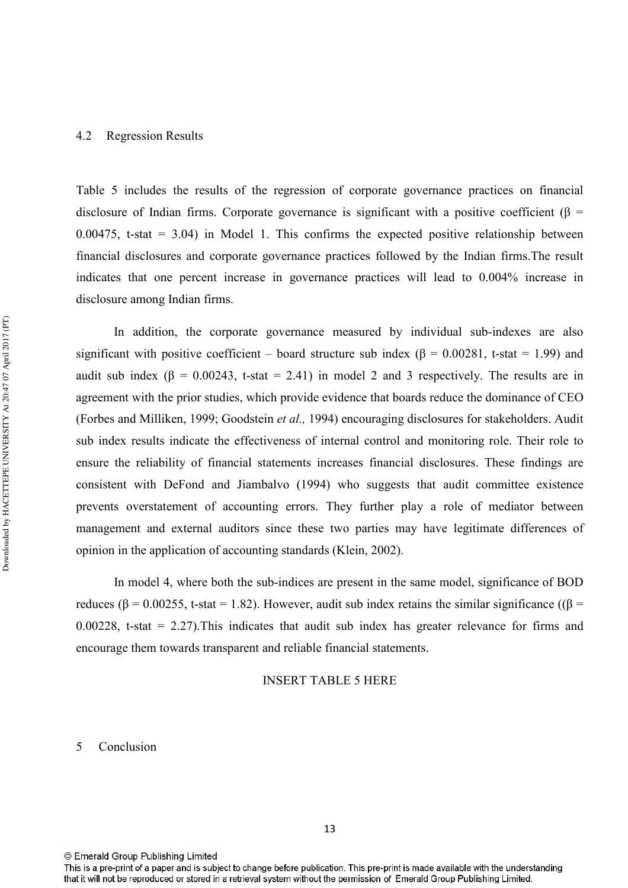## 4.2 Regression Results

Table 5 includes the results of the regression of corporate governance practices on financial disclosure of Indian firms. Corporate governance is significant with a positive coefficient (β = 0.00475, t-stat = 3.04) in Model 1. This confirms the expected positive relationship between financial disclosures and corporate governance practices followed by the Indian firms.The result indicates that one percent increase in governance practices will lead to 0.004% increase in disclosure among Indian firms.

In addition, the corporate governance measured by individual sub-indexes are also significant with positive coefficient – board structure sub index (β = 0.00281, t-stat = 1.99) and audit sub index (β = 0.00243, t-stat = 2.41) in model 2 and 3 respectively. The results are in agreement with the prior studies, which provide evidence that boards reduce the dominance of CEO (Forbes and Milliken, 1999; Goodstein *et al.,* 1994) encouraging disclosures for stakeholders. Audit sub index results indicate the effectiveness of internal control and monitoring role. Their role to ensure the reliability of financial statements increases financial disclosures. These findings are consistent with DeFond and Jiambalvo (1994) who suggests that audit committee existence prevents overstatement of accounting errors. They further play a role of mediator between management and external auditors since these two parties may have legitimate differences of opinion in the application of accounting standards (Klein, 2002).

In model 4, where both the sub-indices are present in the same model, significance of BOD reduces (β = 0.00255, t-stat = 1.82). However, audit sub index retains the similar significance ((β = 0.00228, t-stat = 2.27).This indicates that audit sub index has greater relevance for firms and encourage them towards transparent and reliable financial statements.

INSERT TABLE 5 HERE

# 5 Conclusion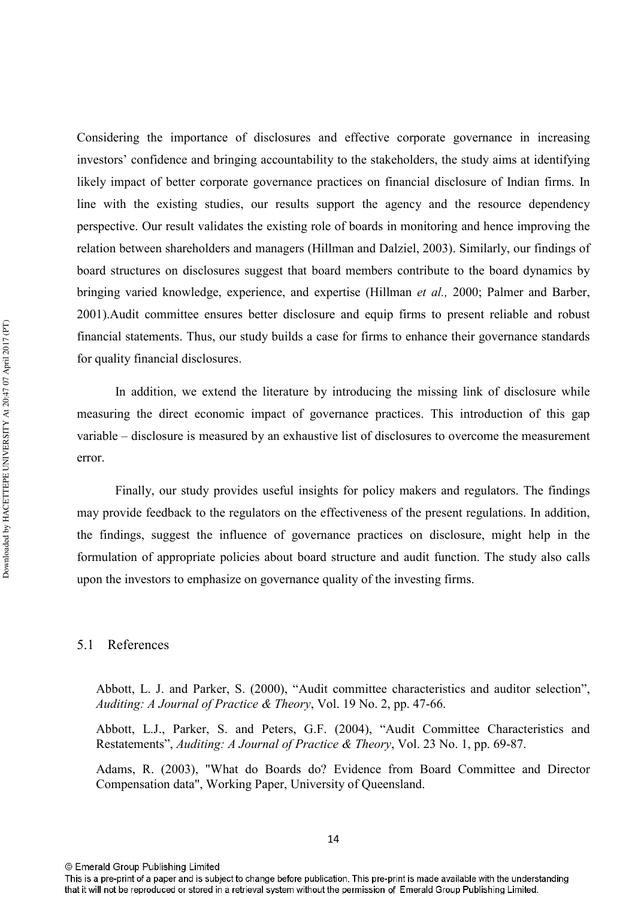Considering the importance of disclosures and effective corporate governance in increasing investors' confidence and bringing accountability to the stakeholders, the study aims at identifying likely impact of better corporate governance practices on financial disclosure of Indian firms. In line with the existing studies, our results support the agency and the resource dependency perspective. Our result validates the existing role of boards in monitoring and hence improving the relation between shareholders and managers (Hillman and Dalziel, 2003). Similarly, our findings of board structures on disclosures suggest that board members contribute to the board dynamics by bringing varied knowledge, experience, and expertise (Hillman *et al.,* 2000; Palmer and Barber, 2001).Audit committee ensures better disclosure and equip firms to present reliable and robust financial statements. Thus, our study builds a case for firms to enhance their governance standards for quality financial disclosures.

In addition, we extend the literature by introducing the missing link of disclosure while measuring the direct economic impact of governance practices. This introduction of this gap variable – disclosure is measured by an exhaustive list of disclosures to overcome the measurement error.

Finally, our study provides useful insights for policy makers and regulators. The findings may provide feedback to the regulators on the effectiveness of the present regulations. In addition, the findings, suggest the influence of governance practices on disclosure, might help in the formulation of appropriate policies about board structure and audit function. The study also calls upon the investors to emphasize on governance quality of the investing firms.

## 5.1 References

Abbott, L. J. and Parker, S. (2000), "Audit committee characteristics and auditor selection", *Auditing: A Journal of Practice & Theory*, Vol. 19 No. 2, pp. 47-66.

Abbott, L.J., Parker, S. and Peters, G.F. (2004), "Audit Committee Characteristics and Restatements", *Auditing: A Journal of Practice & Theory*, Vol. 23 No. 1, pp. 69-87.

Adams, R. (2003), "What do Boards do? Evidence from Board Committee and Director Compensation data", Working Paper, University of Queensland.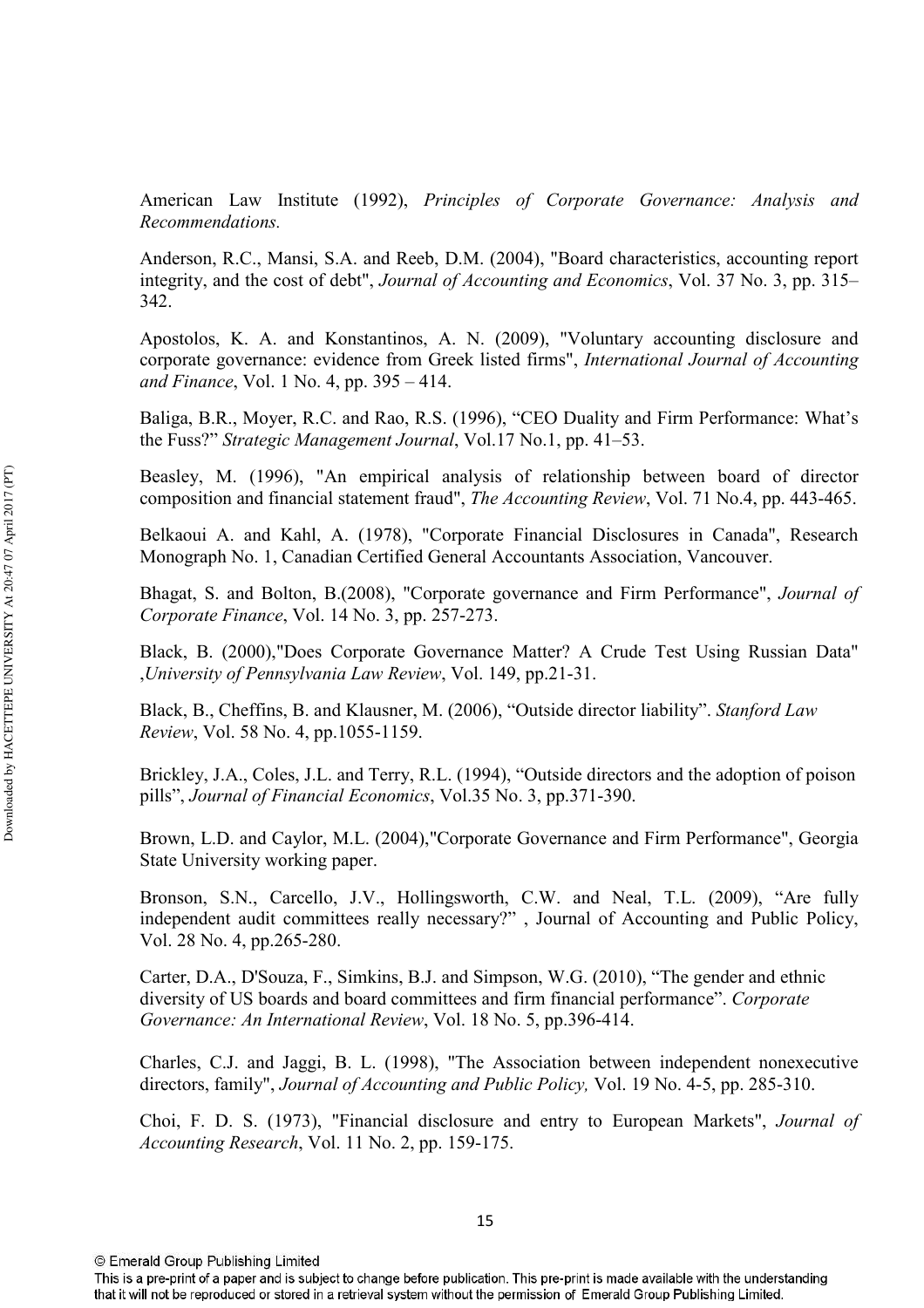American Law Institute (1992), *Principles of Corporate Governance: Analysis and Recommendations.*

Anderson, R.C., Mansi, S.A. and Reeb, D.M. (2004), "Board characteristics, accounting report integrity, and the cost of debt", *Journal of Accounting and Economics*, Vol. 37 No. 3, pp. 315–342.

Apostolos, K. A. and Konstantinos, A. N. (2009), "Voluntary accounting disclosure and corporate governance: evidence from Greek listed firms", *International Journal of Accounting and Finance*, Vol. 1 No. 4, pp. 395 – 414.

Baliga, B.R., Moyer, R.C. and Rao, R.S. (1996), "CEO Duality and Firm Performance: What's the Fuss?" *Strategic Management Journal*, Vol.17 No.1, pp. 41–53.

Beasley, M. (1996), "An empirical analysis of relationship between board of director composition and financial statement fraud", *The Accounting Review*, Vol. 71 No.4, pp. 443-465.

Belkaoui A. and Kahl, A. (1978), "Corporate Financial Disclosures in Canada", Research Monograph No. 1, Canadian Certified General Accountants Association, Vancouver.

Bhagat, S. and Bolton, B.(2008), "Corporate governance and Firm Performance", *Journal of Corporate Finance*, Vol. 14 No. 3, pp. 257-273.

Black, B. (2000),"Does Corporate Governance Matter? A Crude Test Using Russian Data" ,*University of Pennsylvania Law Review*, Vol. 149, pp.21-31.

Black, B., Cheffins, B. and Klausner, M. (2006), "Outside director liability". *Stanford Law Review*, Vol. 58 No. 4, pp.1055-1159.

Brickley, J.A., Coles, J.L. and Terry, R.L. (1994), "Outside directors and the adoption of poison pills", *Journal of Financial Economics*, Vol.35 No. 3, pp.371-390.

Brown, L.D. and Caylor, M.L. (2004),"Corporate Governance and Firm Performance", Georgia State University working paper.

Bronson, S.N., Carcello, J.V., Hollingsworth, C.W. and Neal, T.L. (2009), "Are fully independent audit committees really necessary?" , Journal of Accounting and Public Policy, Vol. 28 No. 4, pp.265-280.

Carter, D.A., D'Souza, F., Simkins, B.J. and Simpson, W.G. (2010), "The gender and ethnic diversity of US boards and board committees and firm financial performance". *Corporate Governance: An International Review*, Vol. 18 No. 5, pp.396-414.

Charles, C.J. and Jaggi, B. L. (1998), "The Association between independent nonexecutive directors, family", *Journal of Accounting and Public Policy,* Vol. 19 No. 4-5, pp. 285-310.

Choi, F. D. S. (1973), "Financial disclosure and entry to European Markets", *Journal of Accounting Research*, Vol. 11 No. 2, pp. 159-175.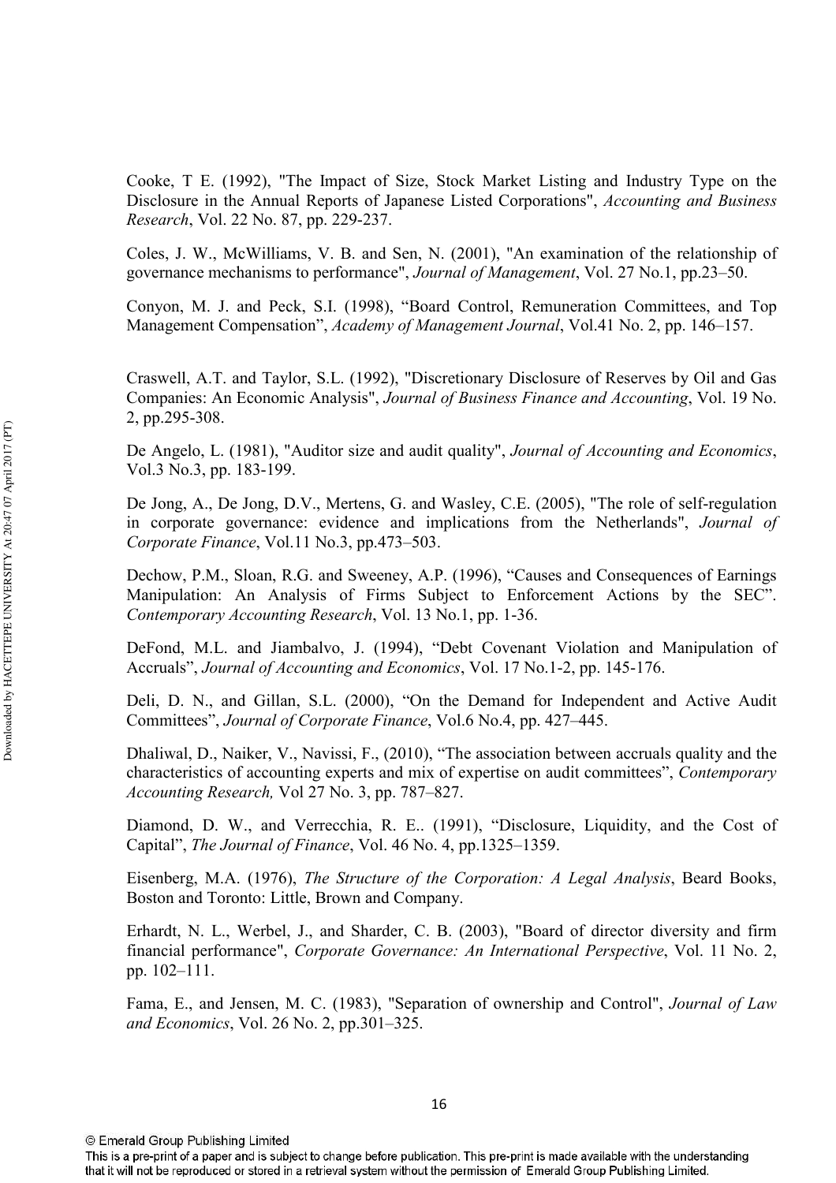Cooke, T E. (1992), "The Impact of Size, Stock Market Listing and Industry Type on the Disclosure in the Annual Reports of Japanese Listed Corporations", *Accounting and Business Research*, Vol. 22 No. 87, pp. 229-237.

Coles, J. W., McWilliams, V. B. and Sen, N. (2001), "An examination of the relationship of governance mechanisms to performance", *Journal of Management*, Vol. 27 No.1, pp.23–50.

Conyon, M. J. and Peck, S.I. (1998), "Board Control, Remuneration Committees, and Top Management Compensation", *Academy of Management Journal*, Vol.41 No. 2, pp. 146–157.

Craswell, A.T. and Taylor, S.L. (1992), "Discretionary Disclosure of Reserves by Oil and Gas Companies: An Economic Analysis", *Journal of Business Finance and Accounting*, Vol. 19 No. 2, pp.295-308.

De Angelo, L. (1981), "Auditor size and audit quality", *Journal of Accounting and Economics*, Vol.3 No.3, pp. 183-199.

De Jong, A., De Jong, D.V., Mertens, G. and Wasley, C.E. (2005), "The role of self-regulation in corporate governance: evidence and implications from the Netherlands", *Journal of Corporate Finance*, Vol.11 No.3, pp.473–503.

Dechow, P.M., Sloan, R.G. and Sweeney, A.P. (1996), "Causes and Consequences of Earnings Manipulation: An Analysis of Firms Subject to Enforcement Actions by the SEC". *Contemporary Accounting Research*, Vol. 13 No.1, pp. 1-36.

DeFond, M.L. and Jiambalvo, J. (1994), "Debt Covenant Violation and Manipulation of Accruals", *Journal of Accounting and Economics*, Vol. 17 No.1-2, pp. 145-176.

Deli, D. N., and Gillan, S.L. (2000), "On the Demand for Independent and Active Audit Committees", *Journal of Corporate Finance*, Vol.6 No.4, pp. 427–445.

Dhaliwal, D., Naiker, V., Navissi, F., (2010), "The association between accruals quality and the characteristics of accounting experts and mix of expertise on audit committees", *Contemporary Accounting Research,* Vol 27 No. 3, pp. 787–827.

Diamond, D. W., and Verrecchia, R. E.. (1991), "Disclosure, Liquidity, and the Cost of Capital", *The Journal of Finance*, Vol. 46 No. 4, pp.1325–1359.

Eisenberg, M.A. (1976), *The Structure of the Corporation: A Legal Analysis*, Beard Books, Boston and Toronto: Little, Brown and Company.

Erhardt, N. L., Werbel, J., and Sharder, C. B. (2003), "Board of director diversity and firm financial performance", *Corporate Governance: An International Perspective*, Vol. 11 No. 2, pp. 102–111.

Fama, E., and Jensen, M. C. (1983), "Separation of ownership and Control", *Journal of Law and Economics*, Vol. 26 No. 2, pp.301–325.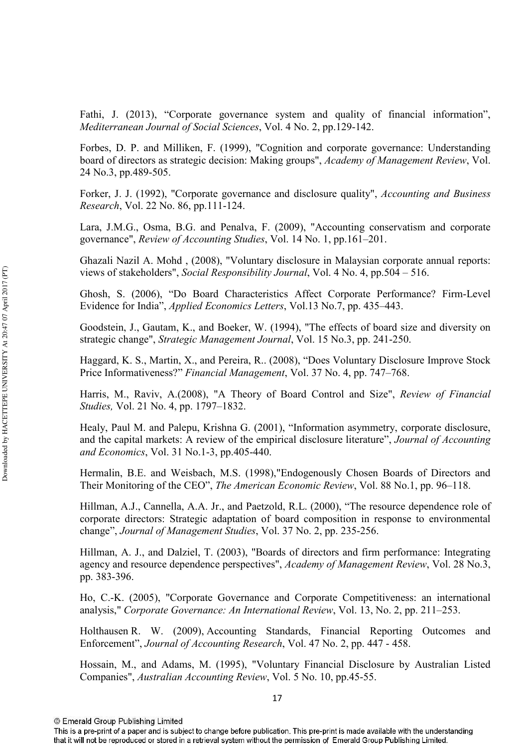Fathi, J. (2013), “Corporate governance system and quality of financial information”, *Mediterranean Journal of Social Sciences*, Vol. 4 No. 2, pp.129-142.

Forbes, D. P. and Milliken, F. (1999), "Cognition and corporate governance: Understanding board of directors as strategic decision: Making groups", *Academy of Management Review*, Vol. 24 No.3, pp.489-505.

Forker, J. J. (1992), "Corporate governance and disclosure quality", *Accounting and Business Research*, Vol. 22 No. 86, pp.111-124.

Lara, J.M.G., Osma, B.G. and Penalva, F. (2009), "Accounting conservatism and corporate governance", *Review of Accounting Studies*, Vol. 14 No. 1, pp.161–201.

Ghazali Nazil A. Mohd , (2008), "Voluntary disclosure in Malaysian corporate annual reports: views of stakeholders", *Social Responsibility Journal*, Vol. 4 No. 4, pp.504 – 516.

Ghosh, S. (2006), “Do Board Characteristics Affect Corporate Performance? Firm-Level Evidence for India”, *Applied Economics Letters*, Vol.13 No.7, pp. 435–443.

Goodstein, J., Gautam, K., and Boeker, W. (1994), "The effects of board size and diversity on strategic change", *Strategic Management Journal*, Vol. 15 No.3, pp. 241-250.

Haggard, K. S., Martin, X., and Pereira, R.. (2008), “Does Voluntary Disclosure Improve Stock Price Informativeness?” *Financial Management*, Vol. 37 No. 4, pp. 747–768.

Harris, M., Raviv, A.(2008), "A Theory of Board Control and Size", *Review of Financial Studies,* Vol. 21 No. 4, pp. 1797–1832.

Healy, Paul M. and Palepu, Krishna G. (2001), “Information asymmetry, corporate disclosure, and the capital markets: A review of the empirical disclosure literature”, *Journal of Accounting and Economics*, Vol. 31 No.1-3, pp.405-440.

Hermalin, B.E. and Weisbach, M.S. (1998),"Endogenously Chosen Boards of Directors and Their Monitoring of the CEO”, *The American Economic Review*, Vol. 88 No.1, pp. 96–118.

Hillman, A.J., Cannella, A.A. Jr., and Paetzold, R.L. (2000), “The resource dependence role of corporate directors: Strategic adaptation of board composition in response to environmental change”, *Journal of Management Studies*, Vol. 37 No. 2, pp. 235-256.

Hillman, A. J., and Dalziel, T. (2003), "Boards of directors and firm performance: Integrating agency and resource dependence perspectives", *Academy of Management Review*, Vol. 28 No.3, pp. 383-396.

Ho, C.-K. (2005), "Corporate Governance and Corporate Competitiveness: an international analysis," *Corporate Governance: An International Review*, Vol. 13, No. 2, pp. 211–253.

Holthausen R. W. (2009), Accounting Standards, Financial Reporting Outcomes and Enforcement”, *Journal of Accounting Research*, Vol. 47 No. 2, pp. 447 - 458.

Hossain, M., and Adams, M. (1995), "Voluntary Financial Disclosure by Australian Listed Companies", *Australian Accounting Review*, Vol. 5 No. 10, pp.45-55.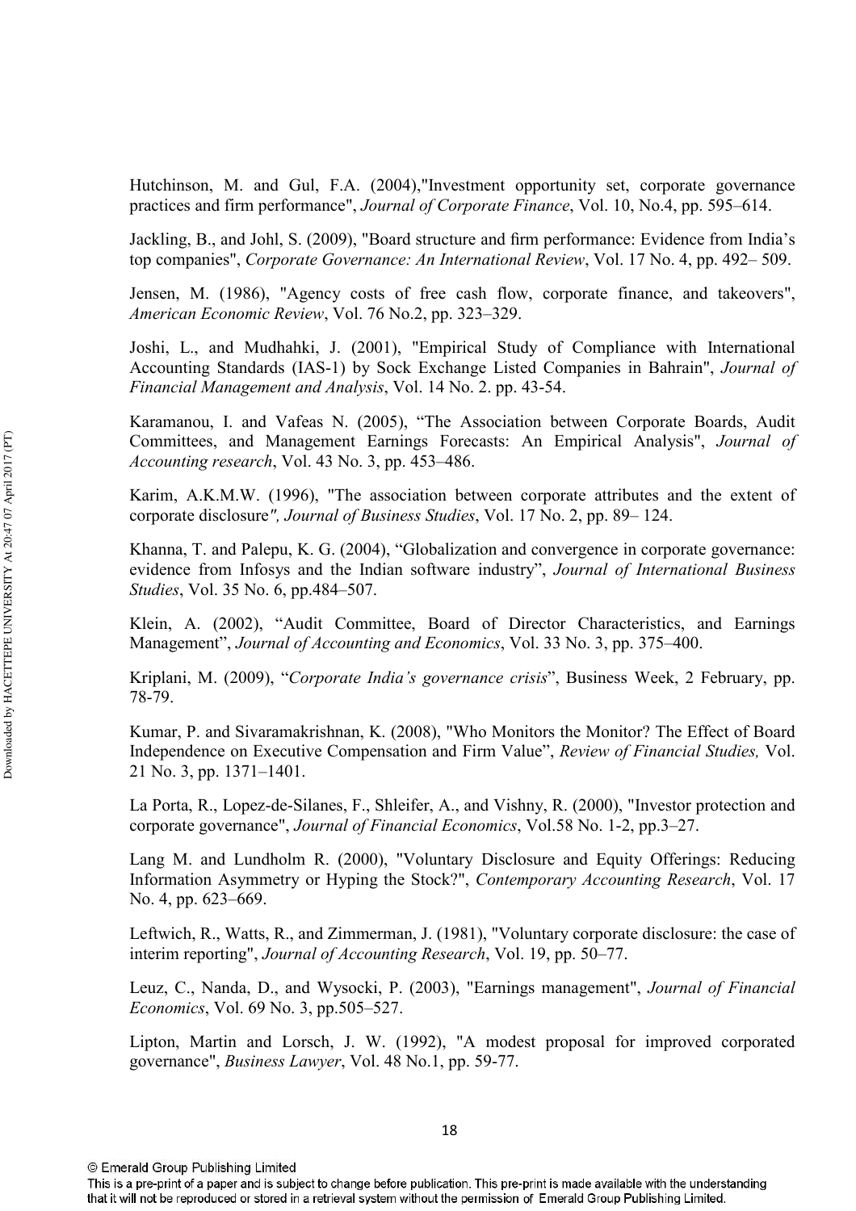Hutchinson, M. and Gul, F.A. (2004),"Investment opportunity set, corporate governance practices and firm performance", *Journal of Corporate Finance*, Vol. 10, No.4, pp. 595–614.

Jackling, B., and Johl, S. (2009), "Board structure and firm performance: Evidence from India's top companies", *Corporate Governance: An International Review*, Vol. 17 No. 4, pp. 492– 509.

Jensen, M. (1986), "Agency costs of free cash flow, corporate finance, and takeovers", *American Economic Review*, Vol. 76 No.2, pp. 323–329.

Joshi, L., and Mudhahki, J. (2001), "Empirical Study of Compliance with International Accounting Standards (IAS-1) by Sock Exchange Listed Companies in Bahrain", *Journal of Financial Management and Analysis*, Vol. 14 No. 2. pp. 43-54.

Karamanou, I. and Vafeas N. (2005), "The Association between Corporate Boards, Audit Committees, and Management Earnings Forecasts: An Empirical Analysis", *Journal of Accounting research*, Vol. 43 No. 3, pp. 453–486.

Karim, A.K.M.W. (1996), "The association between corporate attributes and the extent of corporate disclosure*", Journal of Business Studies*, Vol. 17 No. 2, pp. 89– 124.

Khanna, T. and Palepu, K. G. (2004), "Globalization and convergence in corporate governance: evidence from Infosys and the Indian software industry", *Journal of International Business Studies*, Vol. 35 No. 6, pp.484–507.

Klein, A. (2002), "Audit Committee, Board of Director Characteristics, and Earnings Management", *Journal of Accounting and Economics*, Vol. 33 No. 3, pp. 375–400.

Kriplani, M. (2009), "*Corporate India's governance crisis*", Business Week, 2 February, pp. 78-79.

Kumar, P. and Sivaramakrishnan, K. (2008), "Who Monitors the Monitor? The Effect of Board Independence on Executive Compensation and Firm Value", *Review of Financial Studies,* Vol. 21 No. 3, pp. 1371–1401.

La Porta, R., Lopez-de-Silanes, F., Shleifer, A., and Vishny, R. (2000), "Investor protection and corporate governance", *Journal of Financial Economics*, Vol.58 No. 1-2, pp.3–27.

Lang M. and Lundholm R. (2000), "Voluntary Disclosure and Equity Offerings: Reducing Information Asymmetry or Hyping the Stock?", *Contemporary Accounting Research*, Vol. 17 No. 4, pp. 623–669.

Leftwich, R., Watts, R., and Zimmerman, J. (1981), "Voluntary corporate disclosure: the case of interim reporting", *Journal of Accounting Research*, Vol. 19, pp. 50–77.

Leuz, C., Nanda, D., and Wysocki, P. (2003), "Earnings management", *Journal of Financial Economics*, Vol. 69 No. 3, pp.505–527.

Lipton, Martin and Lorsch, J. W. (1992), "A modest proposal for improved corporated governance", *Business Lawyer*, Vol. 48 No.1, pp. 59-77.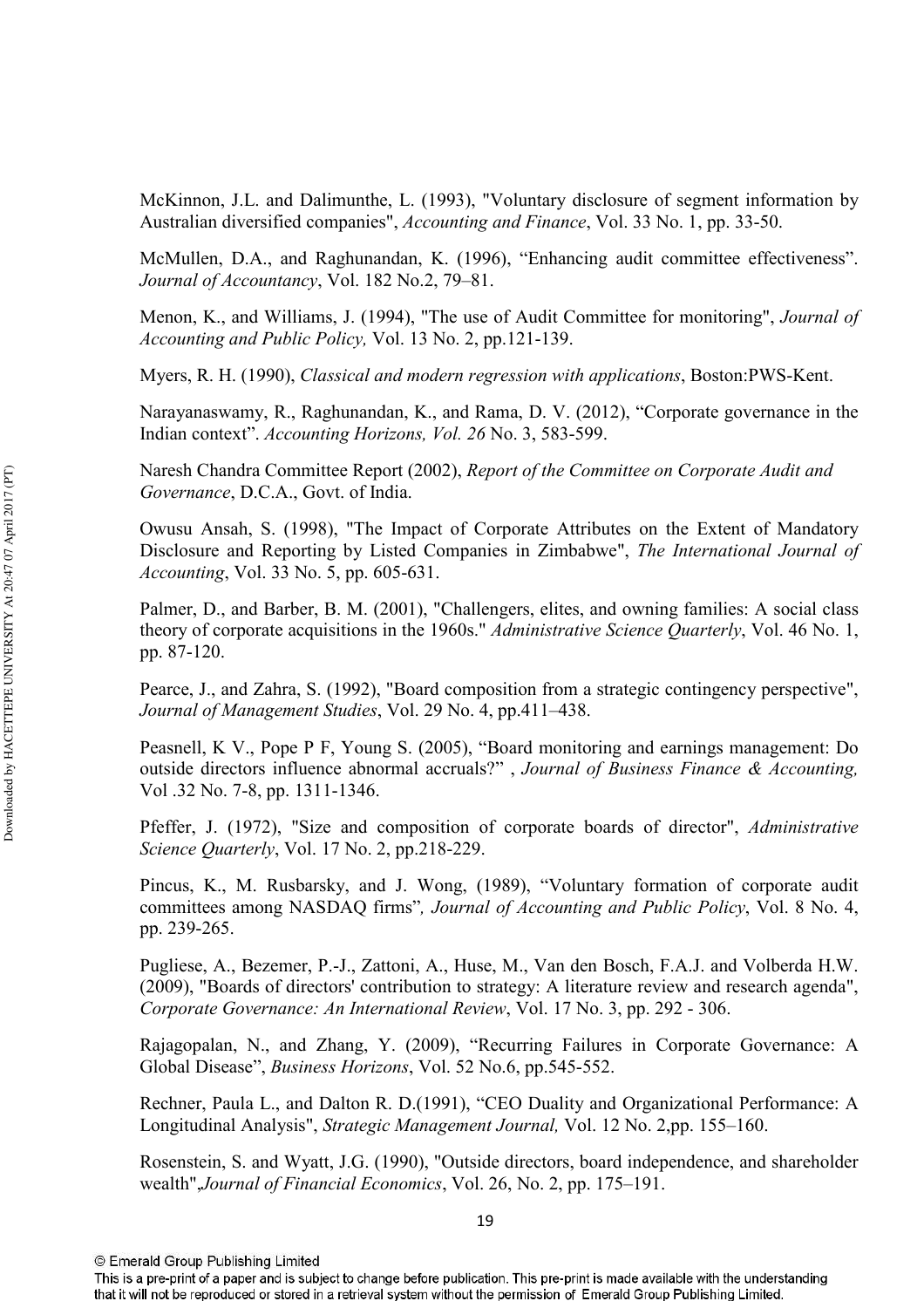McKinnon, J.L. and Dalimunthe, L. (1993), "Voluntary disclosure of segment information by Australian diversified companies", *Accounting and Finance*, Vol. 33 No. 1, pp. 33-50.

McMullen, D.A., and Raghunandan, K. (1996), "Enhancing audit committee effectiveness". *Journal of Accountancy*, Vol. 182 No.2, 79–81.

Menon, K., and Williams, J. (1994), "The use of Audit Committee for monitoring", *Journal of Accounting and Public Policy,* Vol. 13 No. 2, pp.121-139.

Myers, R. H. (1990), *Classical and modern regression with applications*, Boston:PWS-Kent.

Narayanaswamy, R., Raghunandan, K., and Rama, D. V. (2012), "Corporate governance in the Indian context". *Accounting Horizons, Vol. 26* No. 3, 583-599.

Naresh Chandra Committee Report (2002), *Report of the Committee on Corporate Audit and Governance*, D.C.A., Govt. of India.

Owusu Ansah, S. (1998), "The Impact of Corporate Attributes on the Extent of Mandatory Disclosure and Reporting by Listed Companies in Zimbabwe", *The International Journal of Accounting*, Vol. 33 No. 5, pp. 605-631.

Palmer, D., and Barber, B. M. (2001), "Challengers, elites, and owning families: A social class theory of corporate acquisitions in the 1960s." *Administrative Science Quarterly*, Vol. 46 No. 1, pp. 87-120.

Pearce, J., and Zahra, S. (1992), "Board composition from a strategic contingency perspective", *Journal of Management Studies*, Vol. 29 No. 4, pp.411–438.

Peasnell, K V., Pope P F, Young S. (2005), "Board monitoring and earnings management: Do outside directors influence abnormal accruals?" , *Journal of Business Finance & Accounting,* Vol .32 No. 7-8, pp. 1311-1346.

Pfeffer, J. (1972), "Size and composition of corporate boards of director", *Administrative Science Quarterly*, Vol. 17 No. 2, pp.218-229.

Pincus, K., M. Rusbarsky, and J. Wong, (1989), "Voluntary formation of corporate audit committees among NASDAQ firms"*, Journal of Accounting and Public Policy*, Vol. 8 No. 4, pp. 239-265.

Pugliese, A., Bezemer, P.-J., Zattoni, A., Huse, M., Van den Bosch, F.A.J. and Volberda H.W. (2009), "Boards of directors' contribution to strategy: A literature review and research agenda", *Corporate Governance: An International Review*, Vol. 17 No. 3, pp. 292 - 306.

Rajagopalan, N., and Zhang, Y. (2009), "Recurring Failures in Corporate Governance: A Global Disease", *Business Horizons*, Vol. 52 No.6, pp.545-552.

Rechner, Paula L., and Dalton R. D.(1991), "CEO Duality and Organizational Performance: A Longitudinal Analysis", *Strategic Management Journal,* Vol. 12 No. 2,pp. 155–160.

Rosenstein, S. and Wyatt, J.G. (1990), "Outside directors, board independence, and shareholder wealth",*Journal of Financial Economics*, Vol. 26, No. 2, pp. 175–191.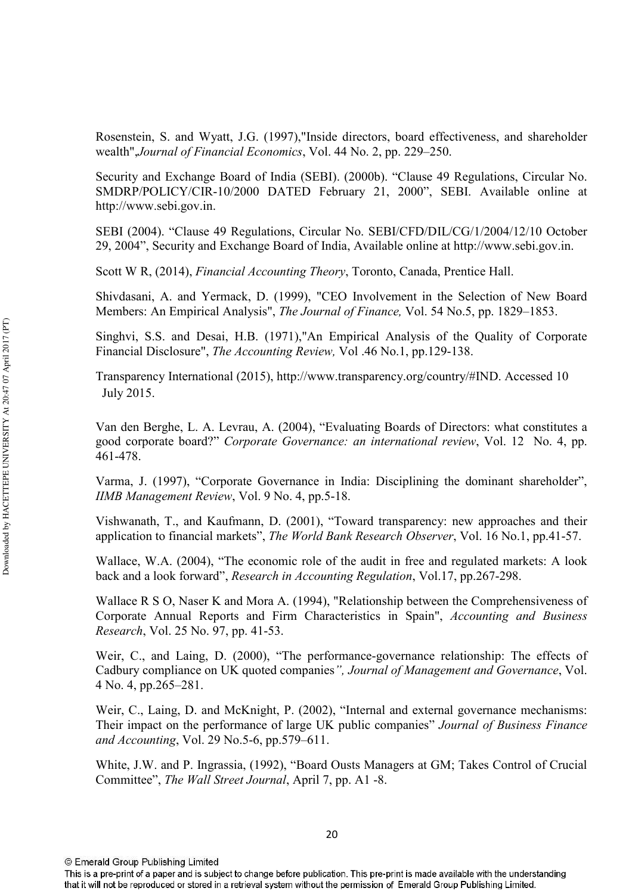Rosenstein, S. and Wyatt, J.G. (1997),"Inside directors, board effectiveness, and shareholder wealth",*Journal of Financial Economics*, Vol. 44 No. 2, pp. 229–250.

Security and Exchange Board of India (SEBI). (2000b). "Clause 49 Regulations, Circular No. SMDRP/POLICY/CIR-10/2000 DATED February 21, 2000", SEBI. Available online at http://www.sebi.gov.in.

SEBI (2004). "Clause 49 Regulations, Circular No. SEBI/CFD/DIL/CG/1/2004/12/10 October 29, 2004", Security and Exchange Board of India, Available online at http://www.sebi.gov.in.

Scott W R, (2014), *Financial Accounting Theory*, Toronto, Canada, Prentice Hall.

Shivdasani, A. and Yermack, D. (1999), "CEO Involvement in the Selection of New Board Members: An Empirical Analysis", *The Journal of Finance,* Vol. 54 No.5, pp. 1829–1853.

Singhvi, S.S. and Desai, H.B. (1971),"An Empirical Analysis of the Quality of Corporate Financial Disclosure", *The Accounting Review,* Vol .46 No.1, pp.129-138.

Transparency International (2015), http://www.transparency.org/country/#IND. Accessed 10 July 2015.

Van den Berghe, L. A. Levrau, A. (2004), "Evaluating Boards of Directors: what constitutes a good corporate board?" *Corporate Governance: an international review*, Vol. 12 No. 4, pp. 461-478.

Varma, J. (1997), "Corporate Governance in India: Disciplining the dominant shareholder", *IIMB Management Review*, Vol. 9 No. 4, pp.5-18.

Vishwanath, T., and Kaufmann, D. (2001), "Toward transparency: new approaches and their application to financial markets", *The World Bank Research Observer*, Vol. 16 No.1, pp.41-57.

Wallace, W.A. (2004), "The economic role of the audit in free and regulated markets: A look back and a look forward", *Research in Accounting Regulation*, Vol.17, pp.267-298.

Wallace R S O, Naser K and Mora A. (1994), "Relationship between the Comprehensiveness of Corporate Annual Reports and Firm Characteristics in Spain", *Accounting and Business Research*, Vol. 25 No. 97, pp. 41-53.

Weir, C., and Laing, D. (2000), "The performance-governance relationship: The effects of Cadbury compliance on UK quoted companies*", Journal of Management and Governance*, Vol. 4 No. 4, pp.265–281.

Weir, C., Laing, D. and McKnight, P. (2002), "Internal and external governance mechanisms: Their impact on the performance of large UK public companies" *Journal of Business Finance and Accounting*, Vol. 29 No.5-6, pp.579–611.

White, J.W. and P. Ingrassia, (1992), "Board Ousts Managers at GM; Takes Control of Crucial Committee", *The Wall Street Journal*, April 7, pp. A1 -8.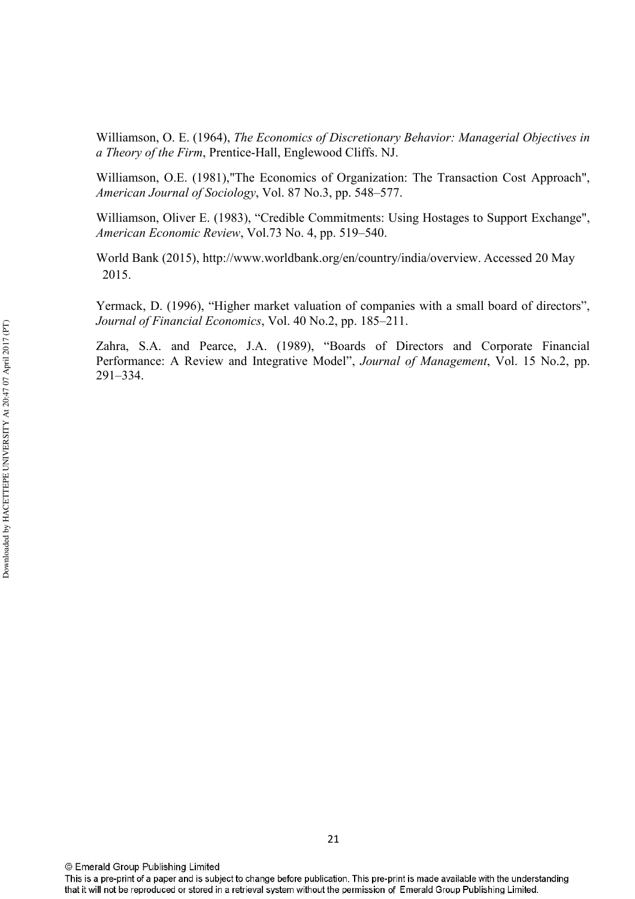Williamson, O. E. (1964), *The Economics of Discretionary Behavior: Managerial Objectives in a Theory of the Firm*, Prentice-Hall, Englewood Cliffs. NJ.

Williamson, O.E. (1981),"The Economics of Organization: The Transaction Cost Approach", *American Journal of Sociology*, Vol. 87 No.3, pp. 548–577.

Williamson, Oliver E. (1983), "Credible Commitments: Using Hostages to Support Exchange", *American Economic Review*, Vol.73 No. 4, pp. 519–540.

World Bank (2015), http://www.worldbank.org/en/country/india/overview. Accessed 20 May 2015.

Yermack, D. (1996), "Higher market valuation of companies with a small board of directors", *Journal of Financial Economics*, Vol. 40 No.2, pp. 185–211.

Zahra, S.A. and Pearce, J.A. (1989), "Boards of Directors and Corporate Financial Performance: A Review and Integrative Model", *Journal of Management*, Vol. 15 No.2, pp. 291–334.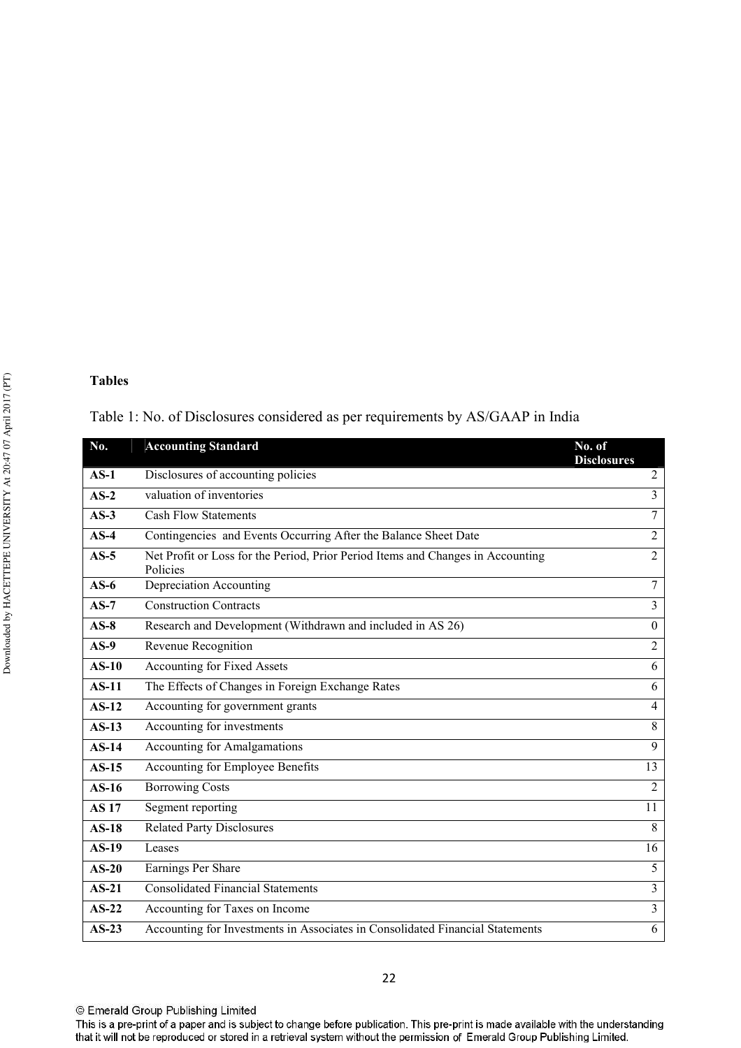**Tables**

Table 1: No. of Disclosures considered as per requirements by AS/GAAP in India

| No. | Accounting Standard | No. of Disclosures |
|---|---|---|
| **AS-1** | Disclosures of accounting policies | 2 |
| **AS-2** | valuation of inventories | 3 |
| **AS-3** | Cash Flow Statements | 7 |
| **AS-4** | Contingencies and Events Occurring After the Balance Sheet Date | 2 |
| **AS-5** | Net Profit or Loss for the Period, Prior Period Items and Changes in Accounting Policies | 2 |
| **AS-6** | Depreciation Accounting | 7 |
| **AS-7** | Construction Contracts | 3 |
| **AS-8** | Research and Development (Withdrawn and included in AS 26) | 0 |
| **AS-9** | Revenue Recognition | 2 |
| **AS-10** | Accounting for Fixed Assets | 6 |
| **AS-11** | The Effects of Changes in Foreign Exchange Rates | 6 |
| **AS-12** | Accounting for government grants | 4 |
| **AS-13** | Accounting for investments | 8 |
| **AS-14** | Accounting for Amalgamations | 9 |
| **AS-15** | Accounting for Employee Benefits | 13 |
| **AS-16** | Borrowing Costs | 2 |
| **AS 17** | Segment reporting | 11 |
| **AS-18** | Related Party Disclosures | 8 |
| **AS-19** | Leases | 16 |
| **AS-20** | Earnings Per Share | 5 |
| **AS-21** | Consolidated Financial Statements | 3 |
| **AS-22** | Accounting for Taxes on Income | 3 |
| **AS-23** | Accounting for Investments in Associates in Consolidated Financial Statements | 6 |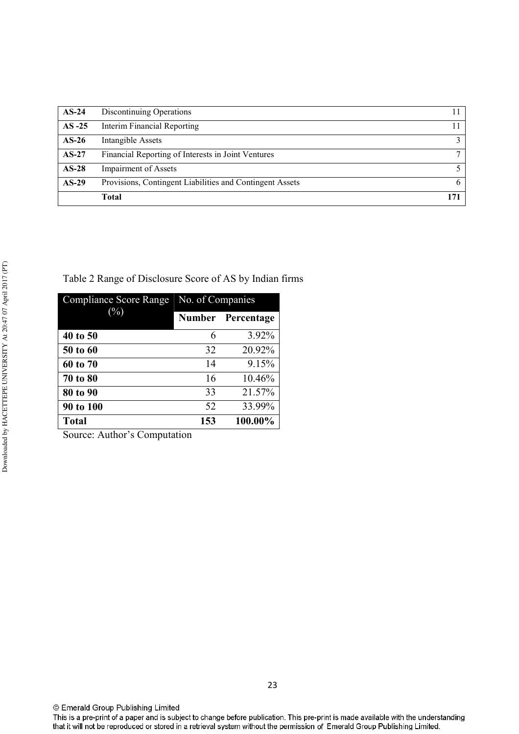| | | |
|---|---|---|
| **AS-24** | Discontinuing Operations | 11 |
| **AS -25** | Interim Financial Reporting | 11 |
| **AS-26** | Intangible Assets | 3 |
| **AS-27** | Financial Reporting of Interests in Joint Ventures | 7 |
| **AS-28** | Impairment of Assets | 5 |
| **AS-29** | Provisions, Contingent Liabilities and Contingent Assets | 6 |
| | **Total** | **171** |

Table 2 Range of Disclosure Score of AS by Indian firms

| Compliance Score Range (%) | No. of Companies | |
|---|---|---|
| | **Number** | **Percentage** |
| **40 to 50** | 6 | 3.92% |
| **50 to 60** | 32 | 20.92% |
| **60 to 70** | 14 | 9.15% |
| **70 to 80** | 16 | 10.46% |
| **80 to 90** | 33 | 21.57% |
| **90 to 100** | 52 | 33.99% |
| **Total** | **153** | **100.00%** |

Source: Author's Computation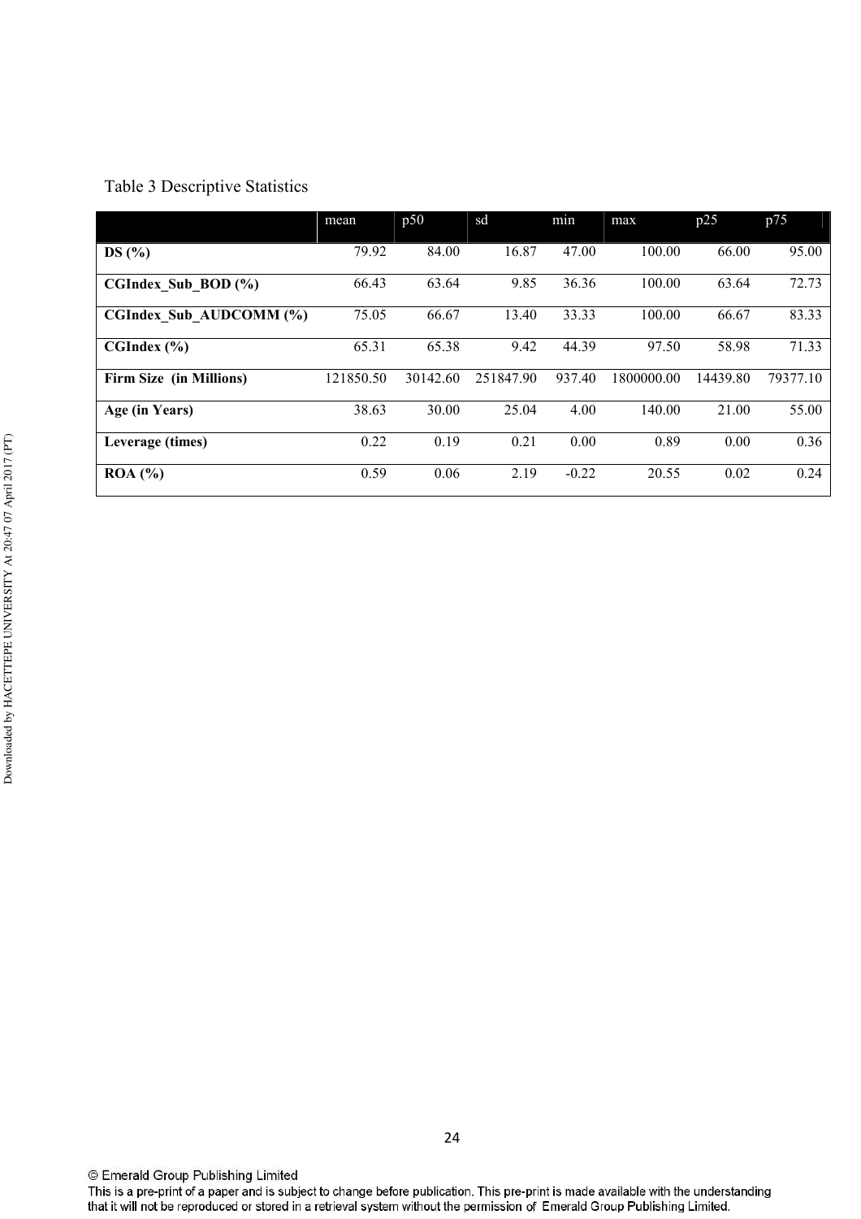Table 3 Descriptive Statistics

| | mean | p50 | sd | min | max | p25 | p75 |
|---|---|---|---|---|---|---|---|
| **DS (%)** | 79.92 | 84.00 | 16.87 | 47.00 | 100.00 | 66.00 | 95.00 |
| **CGIndex_Sub_BOD (%)** | 66.43 | 63.64 | 9.85 | 36.36 | 100.00 | 63.64 | 72.73 |
| **CGIndex_Sub_AUDCOMM (%)** | 75.05 | 66.67 | 13.40 | 33.33 | 100.00 | 66.67 | 83.33 |
| **CGIndex (%)** | 65.31 | 65.38 | 9.42 | 44.39 | 97.50 | 58.98 | 71.33 |
| **Firm Size (in Millions)** | 121850.50 | 30142.60 | 251847.90 | 937.40 | 1800000.00 | 14439.80 | 79377.10 |
| **Age (in Years)** | 38.63 | 30.00 | 25.04 | 4.00 | 140.00 | 21.00 | 55.00 |
| **Leverage (times)** | 0.22 | 0.19 | 0.21 | 0.00 | 0.89 | 0.00 | 0.36 |
| **ROA (%)** | 0.59 | 0.06 | 2.19 | -0.22 | 20.55 | 0.02 | 0.24 |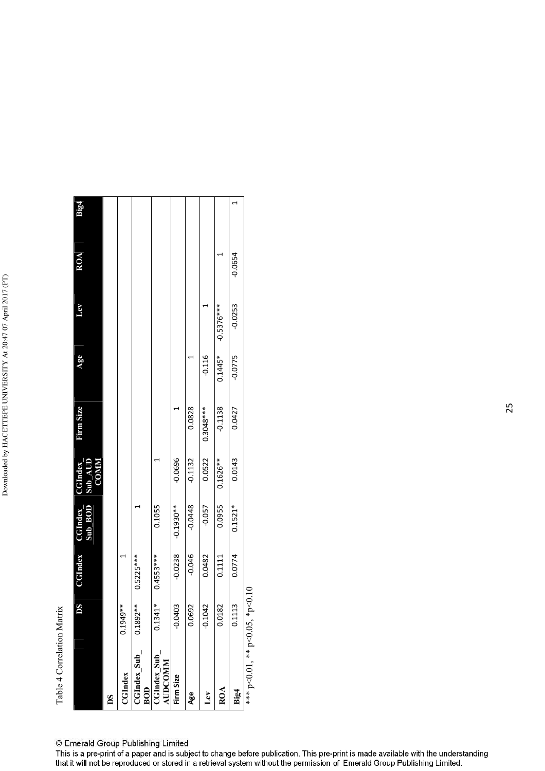Table 4 Correlation Matrix

| | DS | CGIndex | CGIndex_Sub_BOD | CGIndex_Sub_AUDCOMM | Firm Size | Age | Lev | ROA | Big4 |
|---|---|---|---|---|---|---|---|---|---|
| DS | | | | | | | | | |
| CGIndex | 0.1949** | 1 | | | | | | | |
| CGIndex_Sub_BOD | 0.1892** | 0.5225*** | 1 | | | | | | |
| CGIndex_Sub_AUDCOMM | 0.1341* | 0.4553*** | 0.1055 | 1 | | | | | |
| Firm Size | -0.0403 | -0.0238 | -0.1930** | -0.0696 | 1 | | | | |
| Age | 0.0692 | -0.046 | -0.0448 | -0.1132 | 0.0828 | 1 | | | |
| Lev | -0.1042 | 0.0482 | -0.057 | 0.0522 | 0.3048*** | -0.116 | 1 | | |
| ROA | 0.0182 | 0.1111 | 0.0955 | 0.1626** | -0.1138 | 0.1445* | -0.5376*** | 1 | |
| Big4 | 0.1113 | 0.0774 | 0.1521* | 0.0143 | 0.0427 | -0.0775 | -0.0253 | -0.0654 | 1 |

*** p<0.01, ** p<0.05, *p<0.10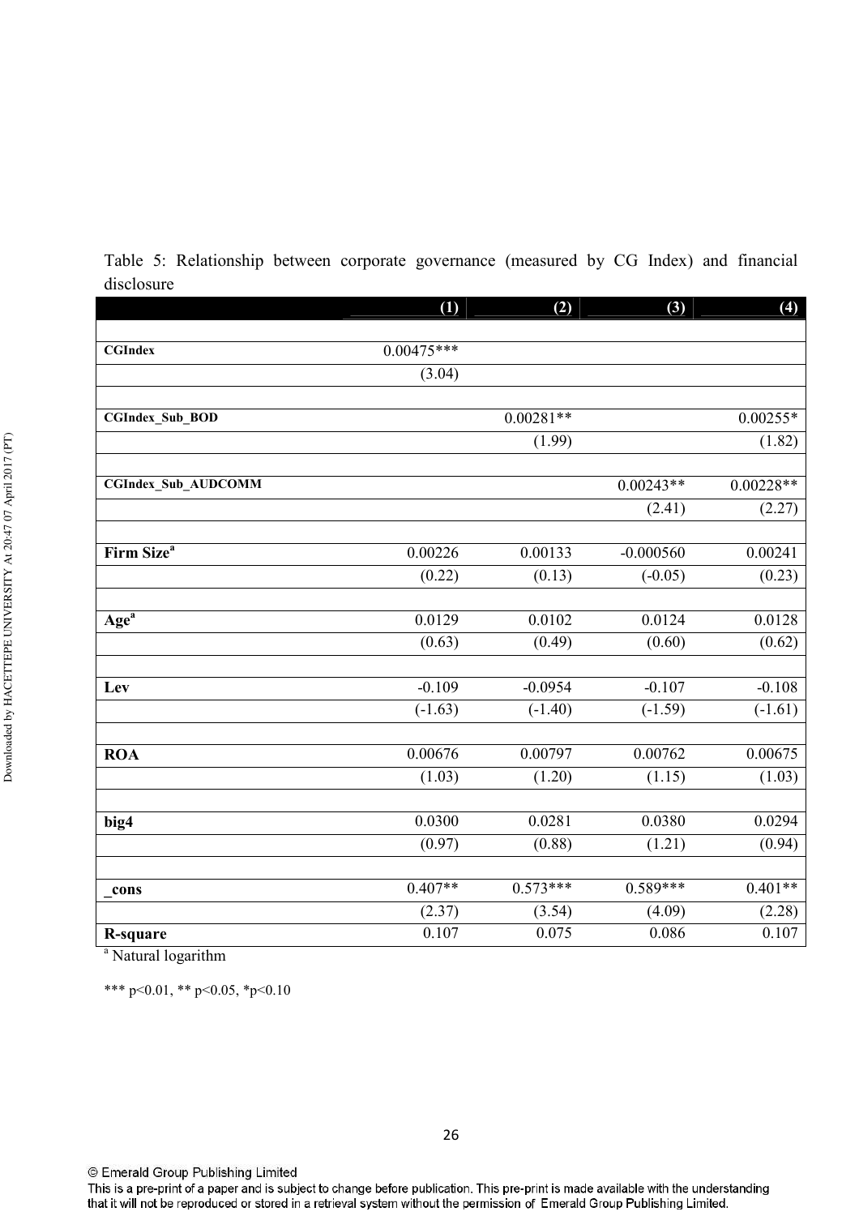Table 5: Relationship between corporate governance (measured by CG Index) and financial disclosure

| | (1) | (2) | (3) | (4) |
|---|---|---|---|---|
| **CGIndex** | 0.00475*** | | | |
| | (3.04) | | | |
| **CGIndex_Sub_BOD** | | 0.00281** | | 0.00255* |
| | | (1.99) | | (1.82) |
| **CGIndex_Sub_AUDCOMM** | | | 0.00243** | 0.00228** |
| | | | (2.41) | (2.27) |
| **Firm Size**[a] | 0.00226 | 0.00133 | -0.000560 | 0.00241 |
| | (0.22) | (0.13) | (-0.05) | (0.23) |
| **Age**[a] | 0.0129 | 0.0102 | 0.0124 | 0.0128 |
| | (0.63) | (0.49) | (0.60) | (0.62) |
| **Lev** | -0.109 | -0.0954 | -0.107 | -0.108 |
| | (-1.63) | (-1.40) | (-1.59) | (-1.61) |
| **ROA** | 0.00676 | 0.00797 | 0.00762 | 0.00675 |
| | (1.03) | (1.20) | (1.15) | (1.03) |
| **big4** | 0.0300 | 0.0281 | 0.0380 | 0.0294 |
| | (0.97) | (0.88) | (1.21) | (0.94) |
| **_cons** | 0.407** | 0.573*** | 0.589*** | 0.401** |
| | (2.37) | (3.54) | (4.09) | (2.28) |
| **R-square** | 0.107 | 0.075 | 0.086 | 0.107 |

[a] Natural logarithm

*** p<0.01, ** p<0.05, *p<0.10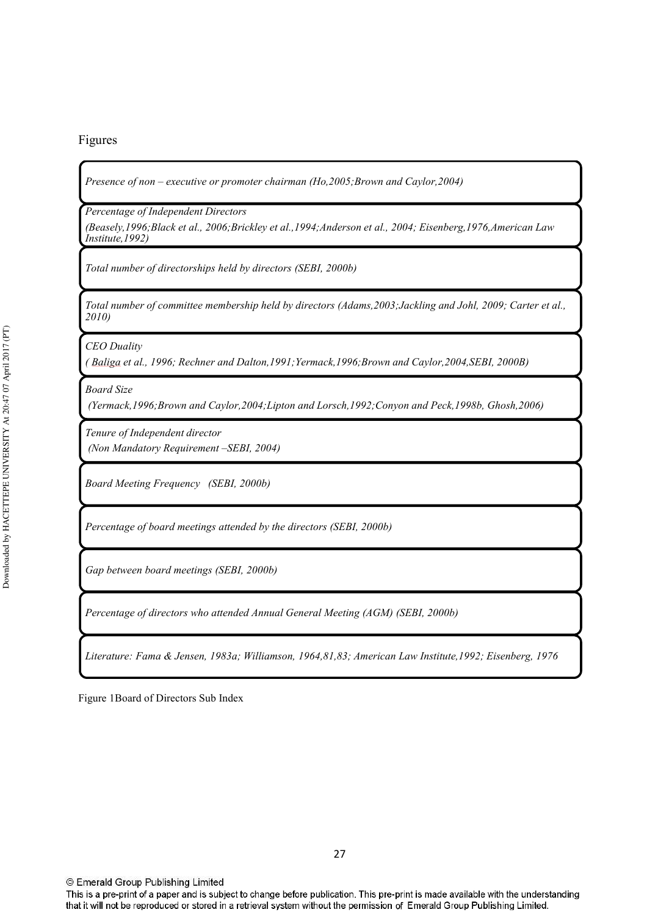Figures

*Presence of non – executive or promoter chairman (Ho,2005;Brown and Caylor,2004)*

*Percentage of Independent Directors*

*(Beasely,1996;Black et al., 2006;Brickley et al.,1994;Anderson et al., 2004; Eisenberg,1976,American Law Institute,1992)*

*Total number of directorships held by directors (SEBI, 2000b)*

*Total number of committee membership held by directors (Adams,2003;Jackling and Johl, 2009; Carter et al., 2010)*

*CEO Duality*

*( Baliga et al., 1996; Rechner and Dalton,1991;Yermack,1996;Brown and Caylor,2004,SEBI, 2000B)*

*Board Size*

*(Yermack,1996;Brown and Caylor,2004;Lipton and Lorsch,1992;Conyon and Peck,1998b, Ghosh,2006)*

*Tenure of Independent director*

*(Non Mandatory Requirement –SEBI, 2004)*

*Board Meeting Frequency (SEBI, 2000b)*

*Percentage of board meetings attended by the directors (SEBI, 2000b)*

*Gap between board meetings (SEBI, 2000b)*

*Percentage of directors who attended Annual General Meeting (AGM) (SEBI, 2000b)*

*Literature: Fama & Jensen, 1983a; Williamson, 1964,81,83; American Law Institute,1992; Eisenberg, 1976*

Figure 1Board of Directors Sub Index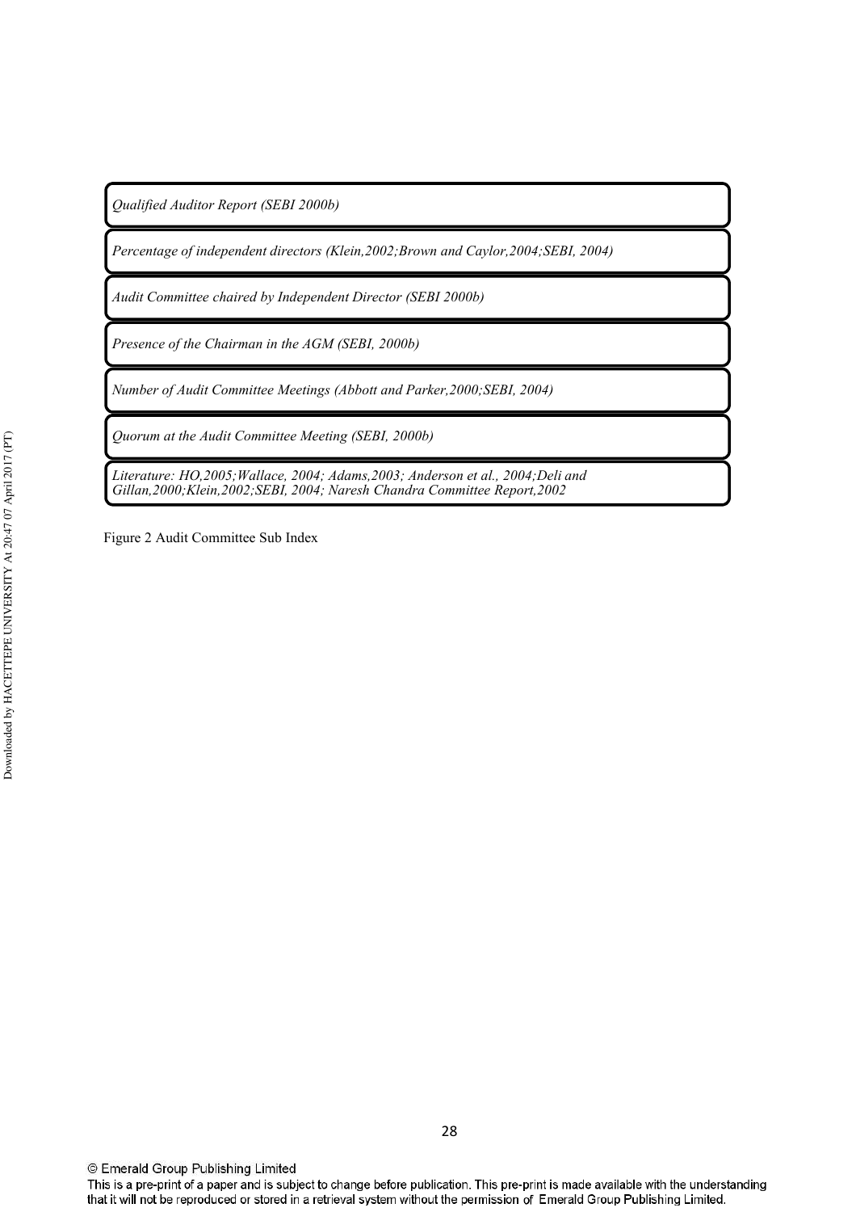*Qualified Auditor Report (SEBI 2000b)*

*Percentage of independent directors (Klein,2002;Brown and Caylor,2004;SEBI, 2004)*

*Audit Committee chaired by Independent Director (SEBI 2000b)*

*Presence of the Chairman in the AGM (SEBI, 2000b)*

*Number of Audit Committee Meetings (Abbott and Parker,2000;SEBI, 2004)*

*Quorum at the Audit Committee Meeting (SEBI, 2000b)*

*Literature: HO,2005;Wallace, 2004; Adams,2003; Anderson et al., 2004;Deli and Gillan,2000;Klein,2002;SEBI, 2004; Naresh Chandra Committee Report,2002*

Figure 2 Audit Committee Sub Index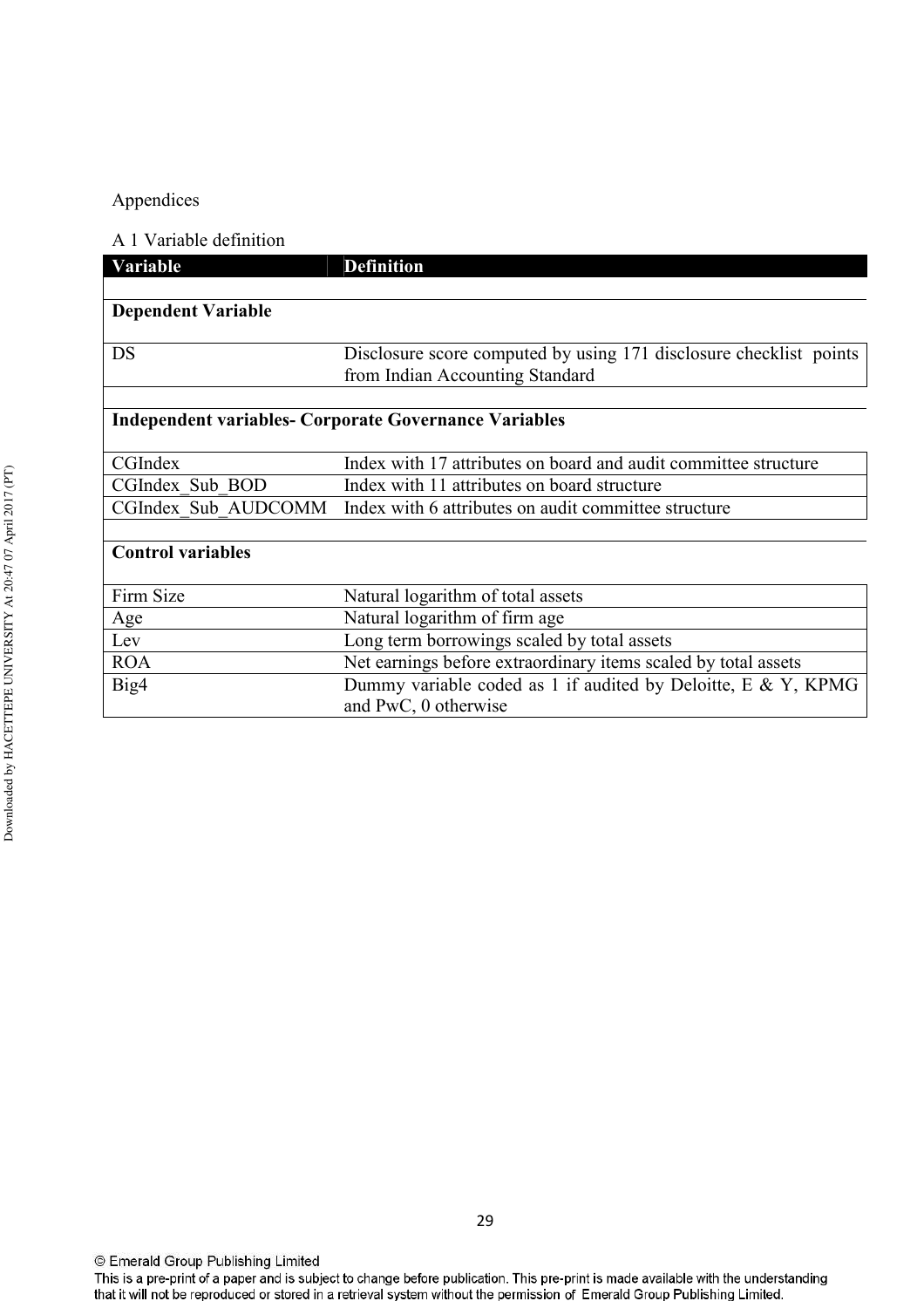Appendices

A 1 Variable definition

| Variable | Definition |
|---|---|
| **Dependent Variable** | |
| DS | Disclosure score computed by using 171 disclosure checklist points from Indian Accounting Standard |
| **Independent variables- Corporate Governance Variables** | |
| CGIndex | Index with 17 attributes on board and audit committee structure |
| CGIndex_Sub_BOD | Index with 11 attributes on board structure |
| CGIndex_Sub_AUDCOMM | Index with 6 attributes on audit committee structure |
| **Control variables** | |
| Firm Size | Natural logarithm of total assets |
| Age | Natural logarithm of firm age |
| Lev | Long term borrowings scaled by total assets |
| ROA | Net earnings before extraordinary items scaled by total assets |
| Big4 | Dummy variable coded as 1 if audited by Deloitte, E & Y, KPMG and PwC, 0 otherwise |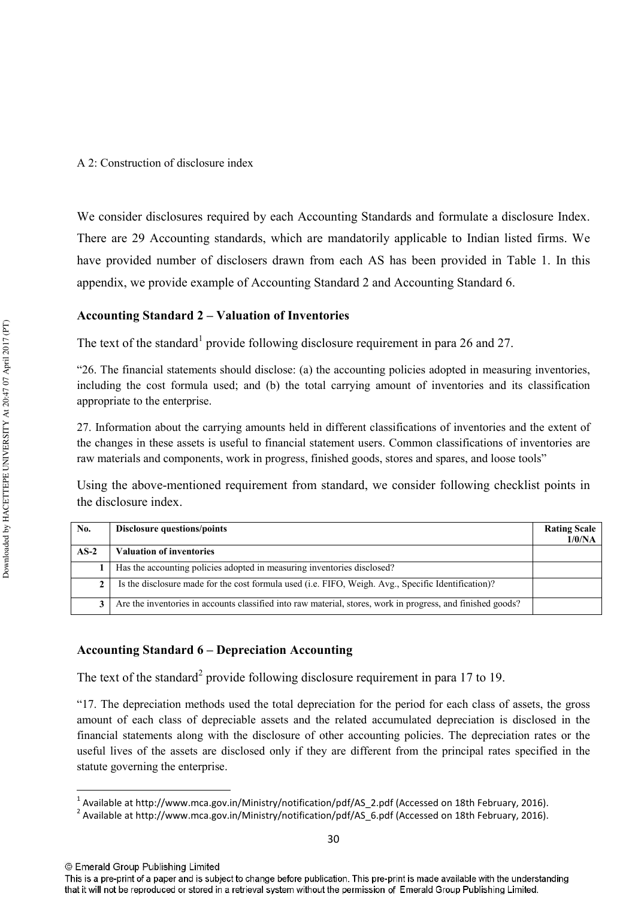A 2: Construction of disclosure index

We consider disclosures required by each Accounting Standards and formulate a disclosure Index. There are 29 Accounting standards, which are mandatorily applicable to Indian listed firms. We have provided number of disclosers drawn from each AS has been provided in Table 1. In this appendix, we provide example of Accounting Standard 2 and Accounting Standard 6.

### Accounting Standard 2 – Valuation of Inventories

The text of the standard[1] provide following disclosure requirement in para 26 and 27.

"26. The financial statements should disclose: (a) the accounting policies adopted in measuring inventories, including the cost formula used; and (b) the total carrying amount of inventories and its classification appropriate to the enterprise.

27. Information about the carrying amounts held in different classifications of inventories and the extent of the changes in these assets is useful to financial statement users. Common classifications of inventories are raw materials and components, work in progress, finished goods, stores and spares, and loose tools"

Using the above-mentioned requirement from standard, we consider following checklist points in the disclosure index.

| No. | Disclosure questions/points | Rating Scale 1/0/NA |
|---|---|---|
| **AS-2** | **Valuation of inventories** | |
| 1 | Has the accounting policies adopted in measuring inventories disclosed? | |
| 2 | Is the disclosure made for the cost formula used (i.e. FIFO, Weigh. Avg., Specific Identification)? | |
| 3 | Are the inventories in accounts classified into raw material, stores, work in progress, and finished goods? | |

### Accounting Standard 6 – Depreciation Accounting

The text of the standard[2] provide following disclosure requirement in para 17 to 19.

"17. The depreciation methods used the total depreciation for the period for each class of assets, the gross amount of each class of depreciable assets and the related accumulated depreciation is disclosed in the financial statements along with the disclosure of other accounting policies. The depreciation rates or the useful lives of the assets are disclosed only if they are different from the principal rates specified in the statute governing the enterprise.

[1] Available at http://www.mca.gov.in/Ministry/notification/pdf/AS_2.pdf (Accessed on 18th February, 2016).

[2] Available at http://www.mca.gov.in/Ministry/notification/pdf/AS_6.pdf (Accessed on 18th February, 2016).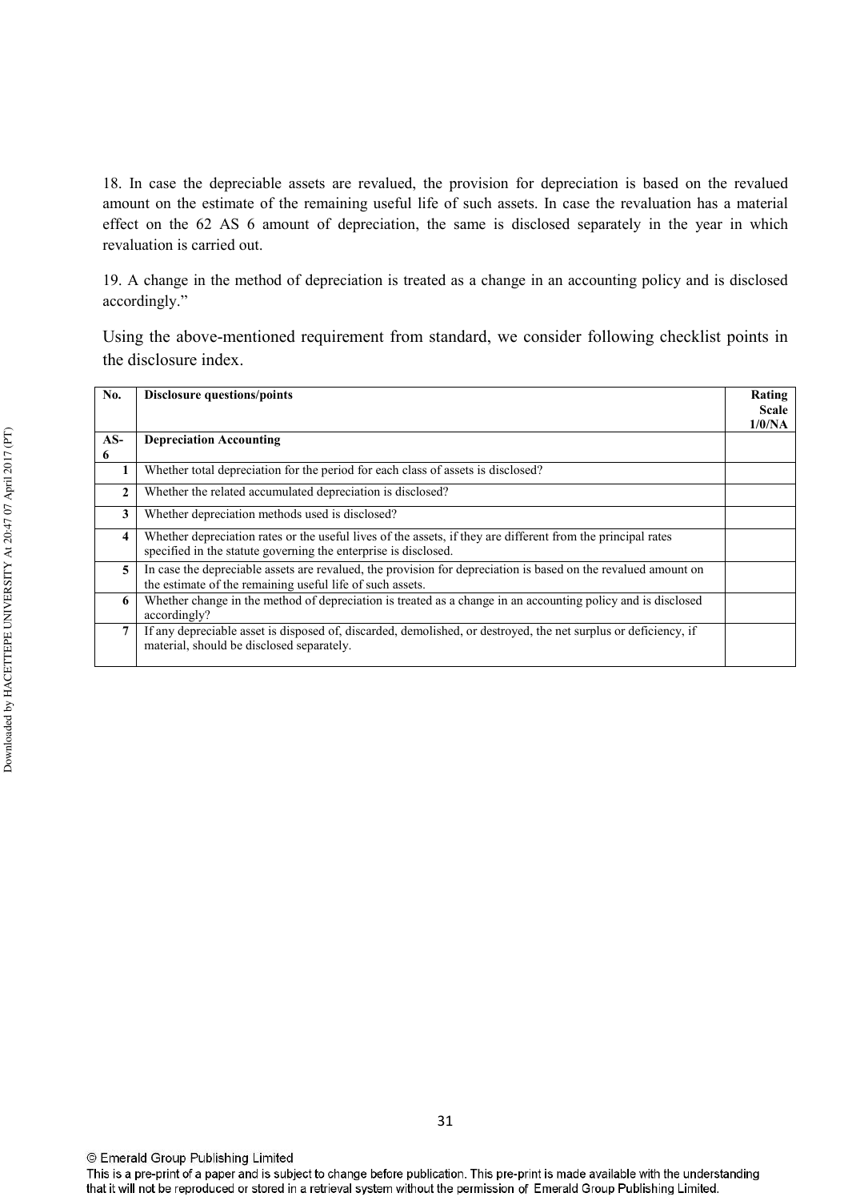18. In case the depreciable assets are revalued, the provision for depreciation is based on the revalued amount on the estimate of the remaining useful life of such assets. In case the revaluation has a material effect on the 62 AS 6 amount of depreciation, the same is disclosed separately in the year in which revaluation is carried out.

19. A change in the method of depreciation is treated as a change in an accounting policy and is disclosed accordingly."

Using the above-mentioned requirement from standard, we consider following checklist points in the disclosure index.

| **No.** | **Disclosure questions/points** | **Rating Scale 1/0/NA** |
|---|---|---|
| **AS-6** | **Depreciation Accounting** | |
| **1** | Whether total depreciation for the period for each class of assets is disclosed? | |
| **2** | Whether the related accumulated depreciation is disclosed? | |
| **3** | Whether depreciation methods used is disclosed? | |
| **4** | Whether depreciation rates or the useful lives of the assets, if they are different from the principal rates specified in the statute governing the enterprise is disclosed. | |
| **5** | In case the depreciable assets are revalued, the provision for depreciation is based on the revalued amount on the estimate of the remaining useful life of such assets. | |
| **6** | Whether change in the method of depreciation is treated as a change in an accounting policy and is disclosed accordingly? | |
| **7** | If any depreciable asset is disposed of, discarded, demolished, or destroyed, the net surplus or deficiency, if material, should be disclosed separately. | |